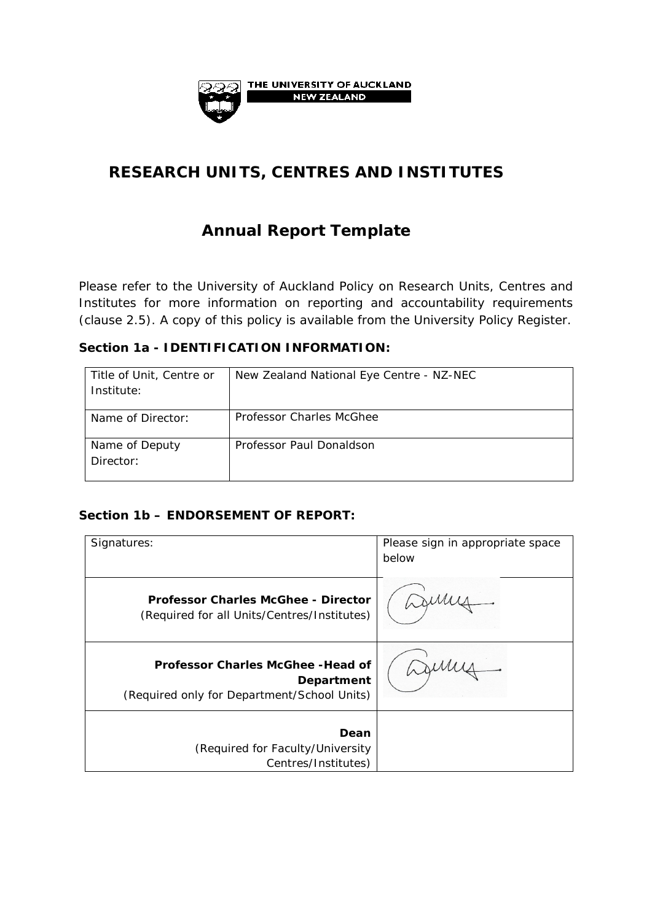THE UNIVERSITY OF AUCKLAND
NEW ZEALAND

# RESEARCH UNITS, CENTRES AND INSTITUTES

## Annual Report Template

Please refer to the University of Auckland Policy on Research Units, Centres and Institutes for more information on reporting and accountability requirements (clause 2.5). A copy of this policy is available from the University Policy Register.

### Section 1a - IDENTIFICATION INFORMATION:

| Title of Unit, Centre or Institute: | New Zealand National Eye Centre - NZ-NEC |
|---|---|
| Name of Director: | Professor Charles McGhee |
| Name of Deputy Director: | Professor Paul Donaldson |

### Section 1b – ENDORSEMENT OF REPORT:

| Signatures: | Please sign in appropriate space below |
|---|---|
| **Professor Charles McGhee - Director** (Required for all Units/Centres/Institutes) | [signature] |
| **Professor Charles McGhee -Head of Department** (Required only for Department/School Units) | [signature] |
| **Dean** (Required for Faculty/University Centres/Institutes) | |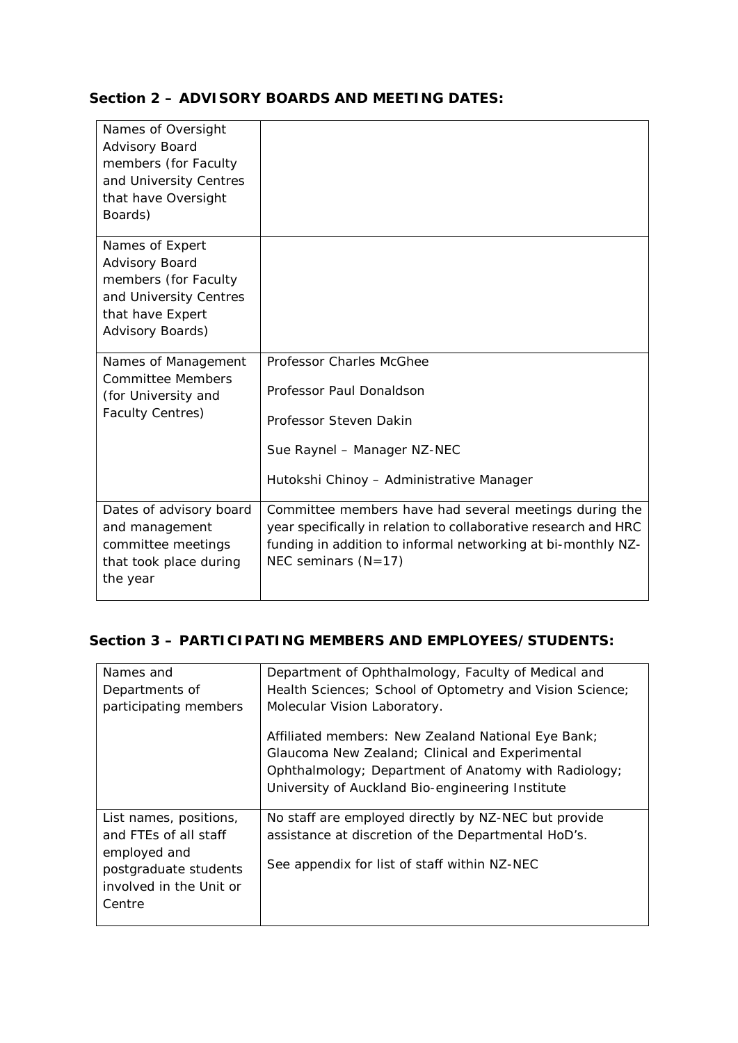## Section 2 – ADVISORY BOARDS AND MEETING DATES:

| | |
|---|---|
| Names of Oversight Advisory Board members (for Faculty and University Centres that have Oversight Boards) | |
| Names of Expert Advisory Board members (for Faculty and University Centres that have Expert Advisory Boards) | |
| Names of Management Committee Members (for University and Faculty Centres) | Professor Charles McGhee<br><br>Professor Paul Donaldson<br><br>Professor Steven Dakin<br><br>Sue Raynel – Manager NZ-NEC<br><br>Hutokshi Chinoy – Administrative Manager |
| Dates of advisory board and management committee meetings that took place during the year | Committee members have had several meetings during the year specifically in relation to collaborative research and HRC funding in addition to informal networking at bi-monthly NZ-NEC seminars (N=17) |

## Section 3 – PARTICIPATING MEMBERS AND EMPLOYEES/STUDENTS:

| | |
|---|---|
| Names and Departments of participating members | Department of Ophthalmology, Faculty of Medical and Health Sciences; School of Optometry and Vision Science; Molecular Vision Laboratory.<br><br>Affiliated members: New Zealand National Eye Bank; Glaucoma New Zealand; Clinical and Experimental Ophthalmology; Department of Anatomy with Radiology; University of Auckland Bio-engineering Institute |
| List names, positions, and FTEs of all staff employed and postgraduate students involved in the Unit or Centre | No staff are employed directly by NZ-NEC but provide assistance at discretion of the Departmental HoD's.<br><br>See appendix for list of staff within NZ-NEC |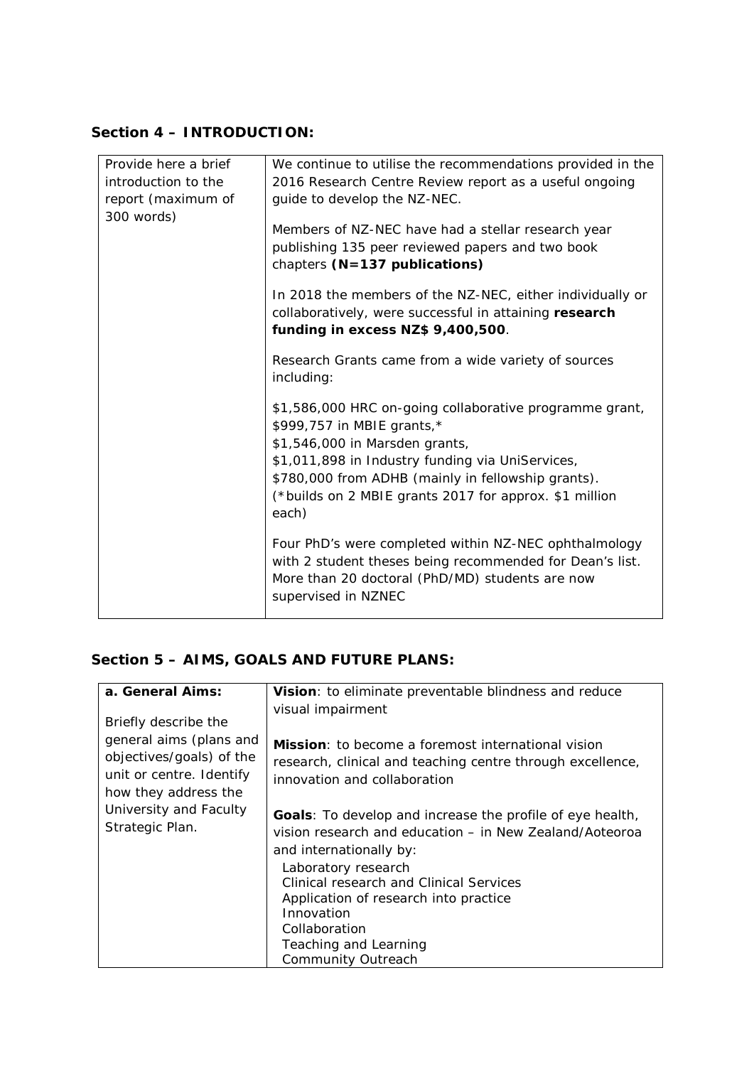## Section 4 – INTRODUCTION:

| Provide here a brief introduction to the report (maximum of 300 words) | We continue to utilise the recommendations provided in the 2016 Research Centre Review report as a useful ongoing guide to develop the NZ-NEC.<br><br>Members of NZ-NEC have had a stellar research year publishing 135 peer reviewed papers and two book chapters **(N=137 publications)**<br><br>In 2018 the members of the NZ-NEC, either individually or collaboratively, were successful in attaining **research funding in excess NZ$ 9,400,500**.<br><br>Research Grants came from a wide variety of sources including:<br><br>$1,586,000 HRC on-going collaborative programme grant,<br>$999,757 in MBIE grants,*<br>$1,546,000 in Marsden grants,<br>$1,011,898 in Industry funding via UniServices,<br>$780,000 from ADHB (mainly in fellowship grants).<br>(*builds on 2 MBIE grants 2017 for approx. $1 million each)<br><br>Four PhD's were completed within NZ-NEC ophthalmology with 2 student theses being recommended for Dean's list. More than 20 doctoral (PhD/MD) students are now supervised in NZNEC |
|---|---|

## Section 5 – AIMS, GOALS AND FUTURE PLANS:

| **a. General Aims:**<br><br>Briefly describe the general aims (plans and objectives/goals) of the unit or centre. Identify how they address the University and Faculty Strategic Plan. | **Vision**: to eliminate preventable blindness and reduce visual impairment<br><br>**Mission**: to become a foremost international vision research, clinical and teaching centre through excellence, innovation and collaboration<br><br>**Goals**: To develop and increase the profile of eye health, vision research and education – in New Zealand/Aoteoroa and internationally by:<br>Laboratory research<br>Clinical research and Clinical Services<br>Application of research into practice<br>Innovation<br>Collaboration<br>Teaching and Learning<br>Community Outreach |
|---|---|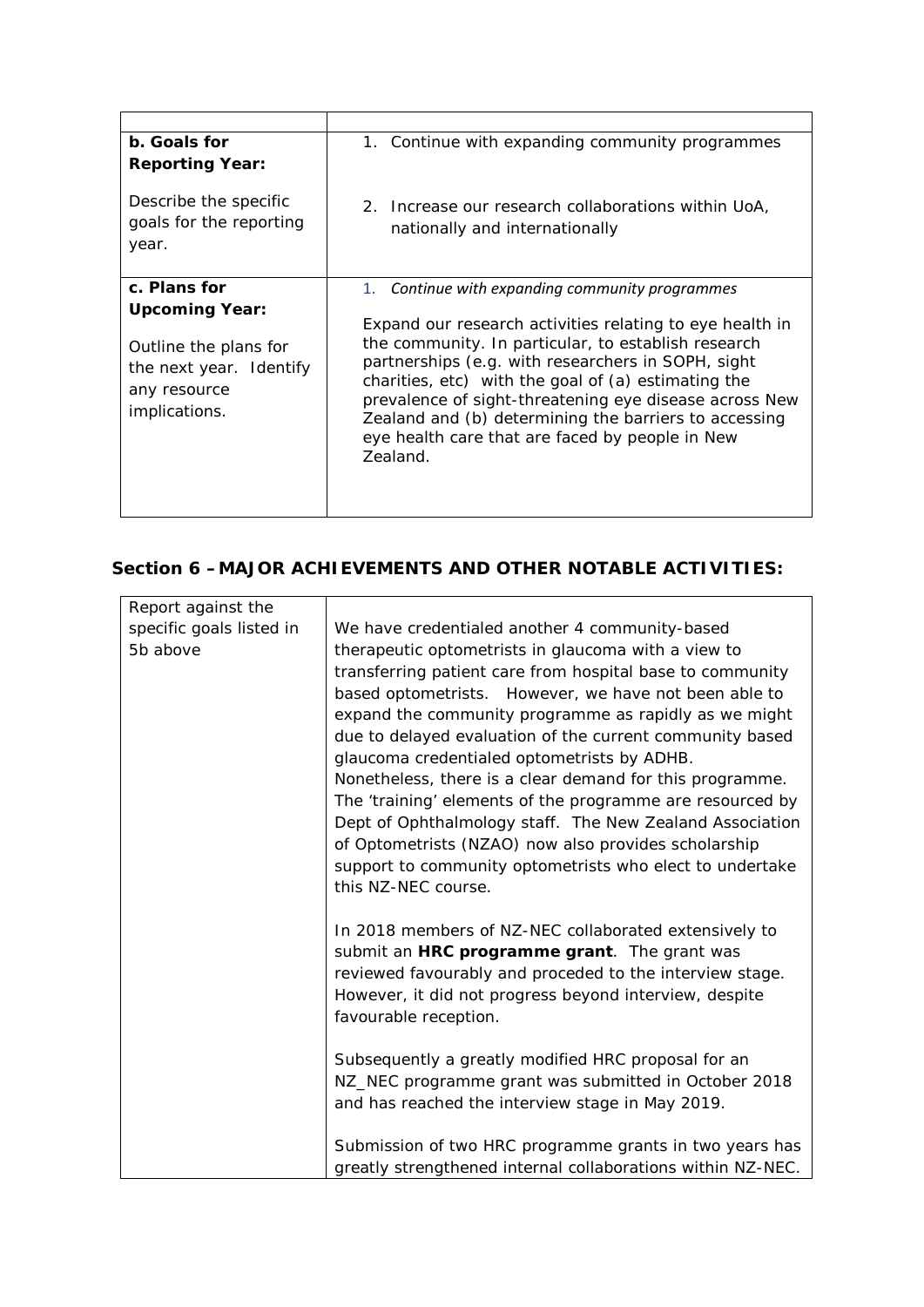| | |
|---|---|
| **b. Goals for Reporting Year:**<br><br>Describe the specific goals for the reporting year. | 1. Continue with expanding community programmes<br><br>2. Increase our research collaborations within UoA, nationally and internationally |
| **c. Plans for Upcoming Year:**<br><br>Outline the plans for the next year. Identify any resource implications. | 1. *Continue with expanding community programmes*<br><br>Expand our research activities relating to eye health in the community. In particular, to establish research partnerships (e.g. with researchers in SOPH, sight charities, etc) with the goal of (a) estimating the prevalence of sight-threatening eye disease across New Zealand and (b) determining the barriers to accessing eye health care that are faced by people in New Zealand. |

## Section 6 – MAJOR ACHIEVEMENTS AND OTHER NOTABLE ACTIVITIES:

| | |
|---|---|
| Report against the specific goals listed in 5b above | We have credentialed another 4 community-based therapeutic optometrists in glaucoma with a view to transferring patient care from hospital base to community based optometrists. However, we have not been able to expand the community programme as rapidly as we might due to delayed evaluation of the current community based glaucoma credentialed optometrists by ADHB. Nonetheless, there is a clear demand for this programme. The 'training' elements of the programme are resourced by Dept of Ophthalmology staff. The New Zealand Association of Optometrists (NZAO) now also provides scholarship support to community optometrists who elect to undertake this NZ-NEC course.<br><br>In 2018 members of NZ-NEC collaborated extensively to submit an **HRC programme grant**. The grant was reviewed favourably and proceded to the interview stage. However, it did not progress beyond interview, despite favourable reception.<br><br>Subsequently a greatly modified HRC proposal for an NZ_NEC programme grant was submitted in October 2018 and has reached the interview stage in May 2019.<br><br>Submission of two HRC programme grants in two years has greatly strengthened internal collaborations within NZ-NEC. |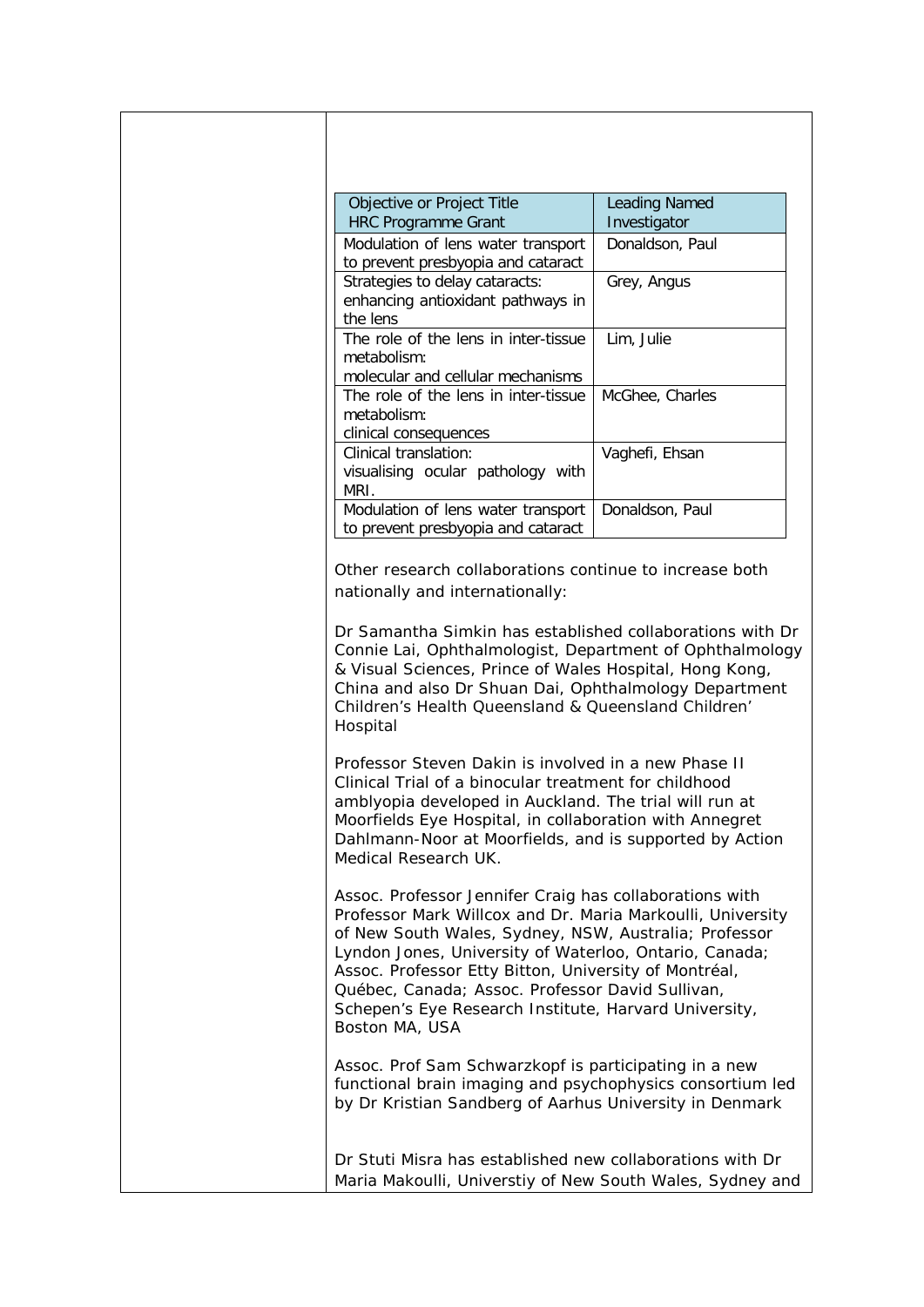| Objective or Project Title HRC Programme Grant | Leading Named Investigator |
|---|---|
| Modulation of lens water transport to prevent presbyopia and cataract | Donaldson, Paul |
| Strategies to delay cataracts: enhancing antioxidant pathways in the lens | Grey, Angus |
| The role of the lens in inter-tissue metabolism: molecular and cellular mechanisms | Lim, Julie |
| The role of the lens in inter-tissue metabolism: clinical consequences | McGhee, Charles |
| Clinical translation: visualising ocular pathology with MRI. | Vaghefi, Ehsan |
| Modulation of lens water transport to prevent presbyopia and cataract | Donaldson, Paul |

Other research collaborations continue to increase both nationally and internationally:

Dr Samantha Simkin has established collaborations with Dr Connie Lai, Ophthalmologist, Department of Ophthalmology & Visual Sciences, Prince of Wales Hospital, Hong Kong, China and also Dr Shuan Dai, Ophthalmology Department Children's Health Queensland & Queensland Children' Hospital

Professor Steven Dakin is involved in a new Phase II Clinical Trial of a binocular treatment for childhood amblyopia developed in Auckland. The trial will run at Moorfields Eye Hospital, in collaboration with Annegret Dahlmann-Noor at Moorfields, and is supported by Action Medical Research UK.

Assoc. Professor Jennifer Craig has collaborations with Professor Mark Willcox and Dr. Maria Markoulli, University of New South Wales, Sydney, NSW, Australia; Professor Lyndon Jones, University of Waterloo, Ontario, Canada; Assoc. Professor Etty Bitton, University of Montréal, Québec, Canada; Assoc. Professor David Sullivan, Schepen's Eye Research Institute, Harvard University, Boston MA, USA

Assoc. Prof Sam Schwarzkopf is participating in a new functional brain imaging and psychophysics consortium led by Dr Kristian Sandberg of Aarhus University in Denmark

Dr Stuti Misra has established new collaborations with Dr Maria Makoulli, Universtiy of New South Wales, Sydney and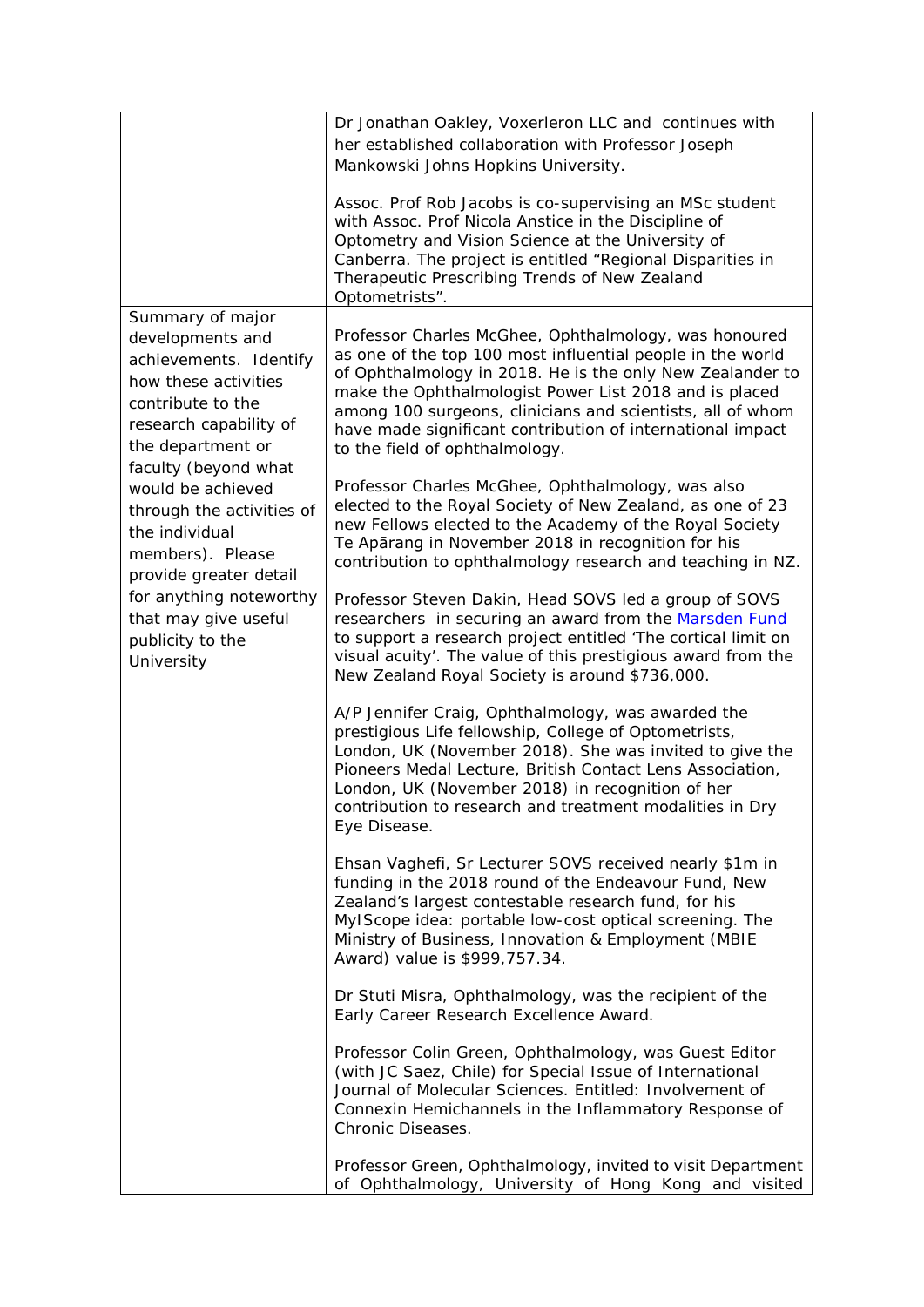| | |
|---|---|
| | Dr Jonathan Oakley, Voxerleron LLC and continues with her established collaboration with Professor Joseph Mankowski Johns Hopkins University.<br><br>Assoc. Prof Rob Jacobs is co-supervising an MSc student with Assoc. Prof Nicola Anstice in the Discipline of Optometry and Vision Science at the University of Canberra. The project is entitled "Regional Disparities in Therapeutic Prescribing Trends of New Zealand Optometrists". |
| Summary of major developments and achievements. Identify how these activities contribute to the research capability of the department or faculty (beyond what would be achieved through the activities of the individual members). Please provide greater detail for anything noteworthy that may give useful publicity to the University | Professor Charles McGhee, Ophthalmology, was honoured as one of the top 100 most influential people in the world of Ophthalmology in 2018. He is the only New Zealander to make the Ophthalmologist Power List 2018 and is placed among 100 surgeons, clinicians and scientists, all of whom have made significant contribution of international impact to the field of ophthalmology.<br><br>Professor Charles McGhee, Ophthalmology, was also elected to the Royal Society of New Zealand, as one of 23 new Fellows elected to the Academy of the Royal Society Te Apārang in November 2018 in recognition for his contribution to ophthalmology research and teaching in NZ.<br><br>Professor Steven Dakin, Head SOVS led a group of SOVS researchers in securing an award from the [Marsden Fund] to support a research project entitled 'The cortical limit on visual acuity'. The value of this prestigious award from the New Zealand Royal Society is around $736,000.<br><br>A/P Jennifer Craig, Ophthalmology, was awarded the prestigious Life fellowship, College of Optometrists, London, UK (November 2018). She was invited to give the Pioneers Medal Lecture, British Contact Lens Association, London, UK (November 2018) in recognition of her contribution to research and treatment modalities in Dry Eye Disease.<br><br>Ehsan Vaghefi, Sr Lecturer SOVS received nearly $1m in funding in the 2018 round of the Endeavour Fund, New Zealand's largest contestable research fund, for his MyIScope idea: portable low-cost optical screening. The Ministry of Business, Innovation & Employment (MBIE Award) value is $999,757.34.<br><br>Dr Stuti Misra, Ophthalmology, was the recipient of the Early Career Research Excellence Award.<br><br>Professor Colin Green, Ophthalmology, was Guest Editor (with JC Saez, Chile) for Special Issue of International Journal of Molecular Sciences. Entitled: Involvement of Connexin Hemichannels in the Inflammatory Response of Chronic Diseases.<br><br>Professor Green, Ophthalmology, invited to visit Department of Ophthalmology, University of Hong Kong and visited |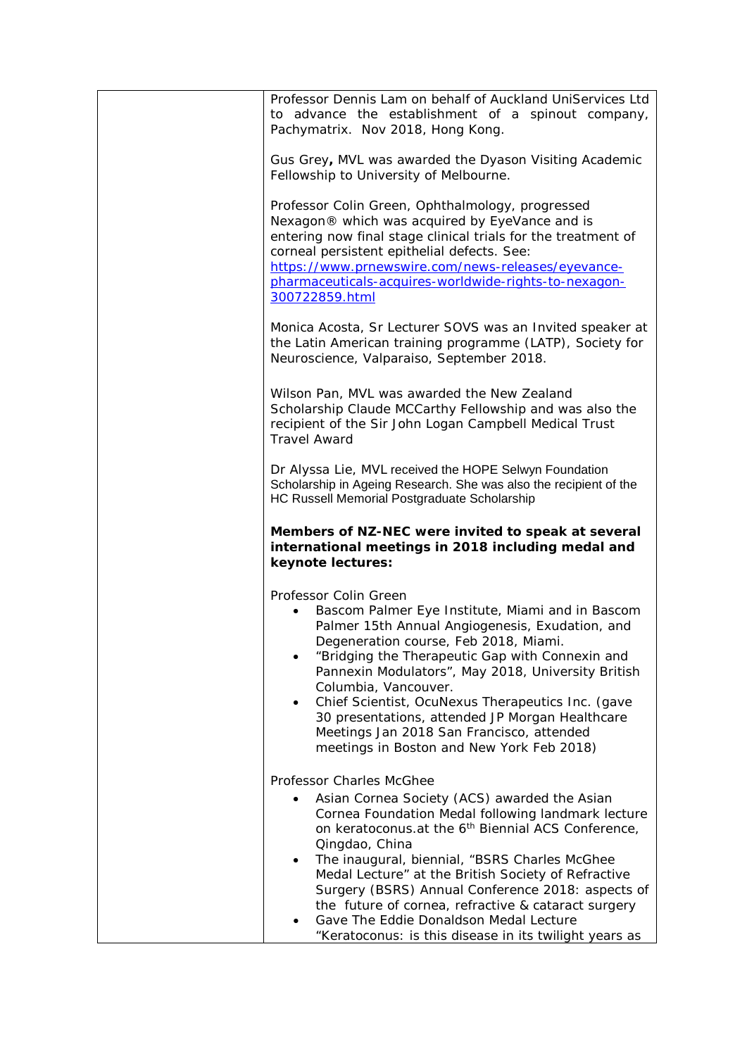| | |
|---|---|
| | Professor Dennis Lam on behalf of Auckland UniServices Ltd to advance the establishment of a spinout company, Pachymatrix. Nov 2018, Hong Kong.<br><br>Gus Grey**,** MVL was awarded the Dyason Visiting Academic Fellowship to University of Melbourne.<br><br>Professor Colin Green, Ophthalmology, progressed Nexagon® which was acquired by EyeVance and is entering now final stage clinical trials for the treatment of corneal persistent epithelial defects. See: [https://www.prnewswire.com/news-releases/eyevance-pharmaceuticals-acquires-worldwide-rights-to-nexagon-300722859.html](https://www.prnewswire.com/news-releases/eyevance-pharmaceuticals-acquires-worldwide-rights-to-nexagon-300722859.html)<br><br>Monica Acosta, Sr Lecturer SOVS was an Invited speaker at the Latin American training programme (LATP), Society for Neuroscience, Valparaiso, September 2018.<br><br>Wilson Pan, MVL was awarded the New Zealand Scholarship Claude MCCarthy Fellowship and was also the recipient of the Sir John Logan Campbell Medical Trust Travel Award<br><br>Dr Alyssa Lie, MVL received the HOPE Selwyn Foundation Scholarship in Ageing Research. She was also the recipient of the HC Russell Memorial Postgraduate Scholarship<br><br>**Members of NZ-NEC were invited to speak at several international meetings in 2018 including medal and keynote lectures:**<br><br>Professor Colin Green<br>• Bascom Palmer Eye Institute, Miami and in Bascom Palmer 15th Annual Angiogenesis, Exudation, and Degeneration course, Feb 2018, Miami.<br>• "Bridging the Therapeutic Gap with Connexin and Pannexin Modulators", May 2018, University British Columbia, Vancouver.<br>• Chief Scientist, OcuNexus Therapeutics Inc. (gave 30 presentations, attended JP Morgan Healthcare Meetings Jan 2018 San Francisco, attended meetings in Boston and New York Feb 2018)<br><br>Professor Charles McGhee<br>• Asian Cornea Society (ACS) awarded the Asian Cornea Foundation Medal following landmark lecture on keratoconus.at the 6th Biennial ACS Conference, Qingdao, China<br>• The inaugural, biennial, "BSRS Charles McGhee Medal Lecture" at the British Society of Refractive Surgery (BSRS) Annual Conference 2018: aspects of the future of cornea, refractive & cataract surgery<br>• Gave The Eddie Donaldson Medal Lecture "Keratoconus: is this disease in its twilight years as |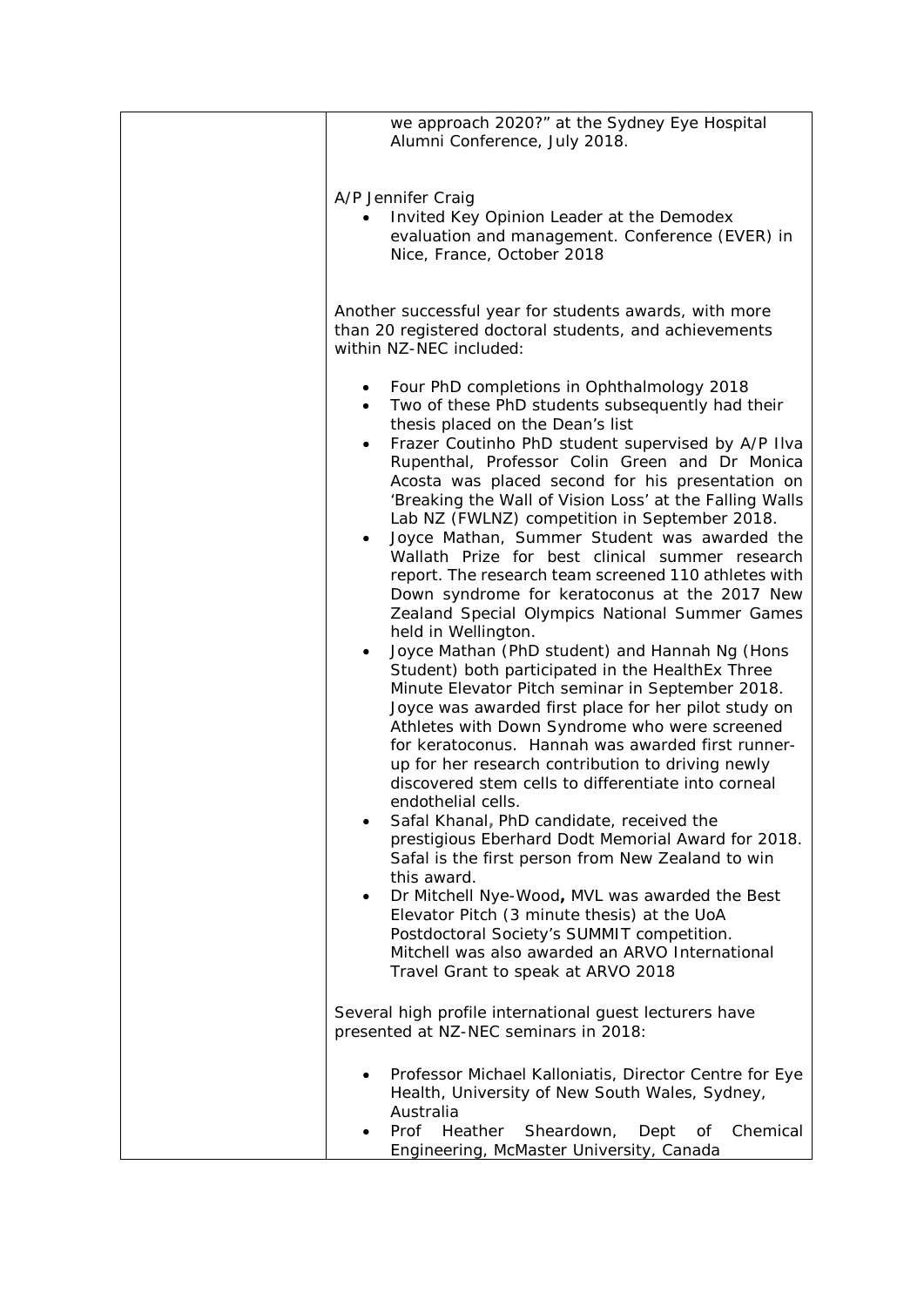| | we approach 2020?" at the Sydney Eye Hospital Alumni Conference, July 2018.<br><br>A/P Jennifer Craig<br>• Invited Key Opinion Leader at the Demodex evaluation and management. Conference (EVER) in Nice, France, October 2018<br><br>Another successful year for students awards, with more than 20 registered doctoral students, and achievements within NZ-NEC included:<br><br>• Four PhD completions in Ophthalmology 2018<br>• Two of these PhD students subsequently had their thesis placed on the Dean's list<br>• Frazer Coutinho PhD student supervised by A/P Ilva Rupenthal, Professor Colin Green and Dr Monica Acosta was placed second for his presentation on 'Breaking the Wall of Vision Loss' at the Falling Walls Lab NZ (FWLNZ) competition in September 2018.<br>• Joyce Mathan, Summer Student was awarded the Wallath Prize for best clinical summer research report. The research team screened 110 athletes with Down syndrome for keratoconus at the 2017 New Zealand Special Olympics National Summer Games held in Wellington.<br>• Joyce Mathan (PhD student) and Hannah Ng (Hons Student) both participated in the HealthEx Three Minute Elevator Pitch seminar in September 2018. Joyce was awarded first place for her pilot study on Athletes with Down Syndrome who were screened for keratoconus. Hannah was awarded first runner-up for her research contribution to driving newly discovered stem cells to differentiate into corneal endothelial cells.<br>• Safal Khanal, PhD candidate, received the prestigious Eberhard Dodt Memorial Award for 2018. Safal is the first person from New Zealand to win this award.<br>• Dr Mitchell Nye-Wood**,** MVL was awarded the Best Elevator Pitch (3 minute thesis) at the UoA Postdoctoral Society's SUMMIT competition. Mitchell was also awarded an ARVO International Travel Grant to speak at ARVO 2018<br><br>Several high profile international guest lecturers have presented at NZ-NEC seminars in 2018:<br><br>• Professor Michael Kalloniatis, Director Centre for Eye Health, University of New South Wales, Sydney, Australia<br>• Prof Heather Sheardown, Dept of Chemical Engineering, McMaster University, Canada |
|---|---|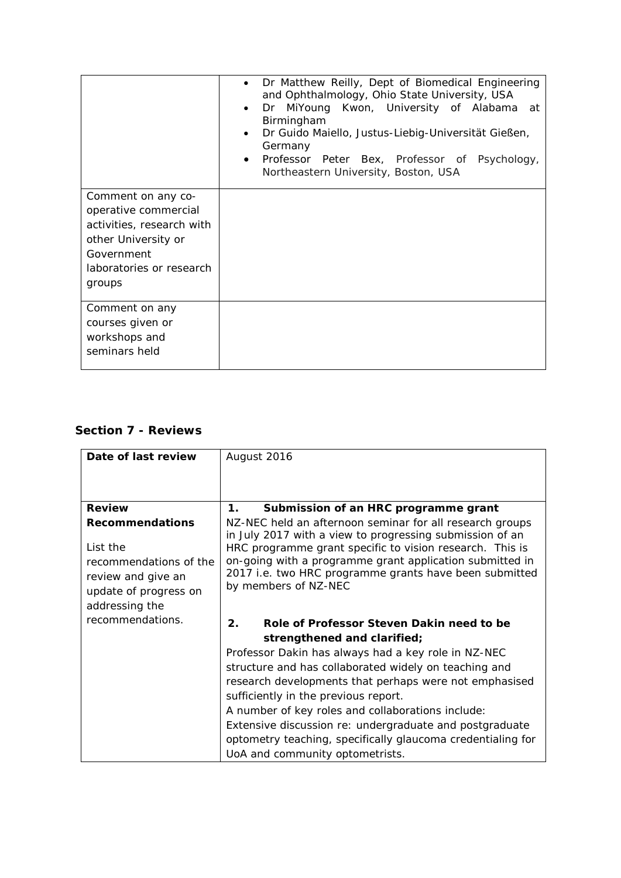| | |
|---|---|
| | • Dr Matthew Reilly, Dept of Biomedical Engineering and Ophthalmology, Ohio State University, USA<br>• Dr MiYoung Kwon, University of Alabama at Birmingham<br>• Dr Guido Maiello, Justus-Liebig-Universität Gießen, Germany<br>• Professor Peter Bex, Professor of Psychology, Northeastern University, Boston, USA |
| Comment on any co-operative commercial activities, research with other University or Government laboratories or research groups | |
| Comment on any courses given or workshops and seminars held | |

## Section 7 - Reviews

| | |
|---|---|
| **Date of last review** | August 2016 |
| **Review Recommendations**<br><br>List the recommendations of the review and give an update of progress on addressing the recommendations. | **1. Submission of an HRC programme grant**<br>NZ-NEC held an afternoon seminar for all research groups in July 2017 with a view to progressing submission of an HRC programme grant specific to vision research. This is on-going with a programme grant application submitted in 2017 i.e. two HRC programme grants have been submitted by members of NZ-NEC<br><br>**2. Role of Professor Steven Dakin need to be strengthened and clarified;**<br>Professor Dakin has always had a key role in NZ-NEC structure and has collaborated widely on teaching and research developments that perhaps were not emphasised sufficiently in the previous report.<br>A number of key roles and collaborations include:<br>Extensive discussion re: undergraduate and postgraduate optometry teaching, specifically glaucoma credentialing for UoA and community optometrists. |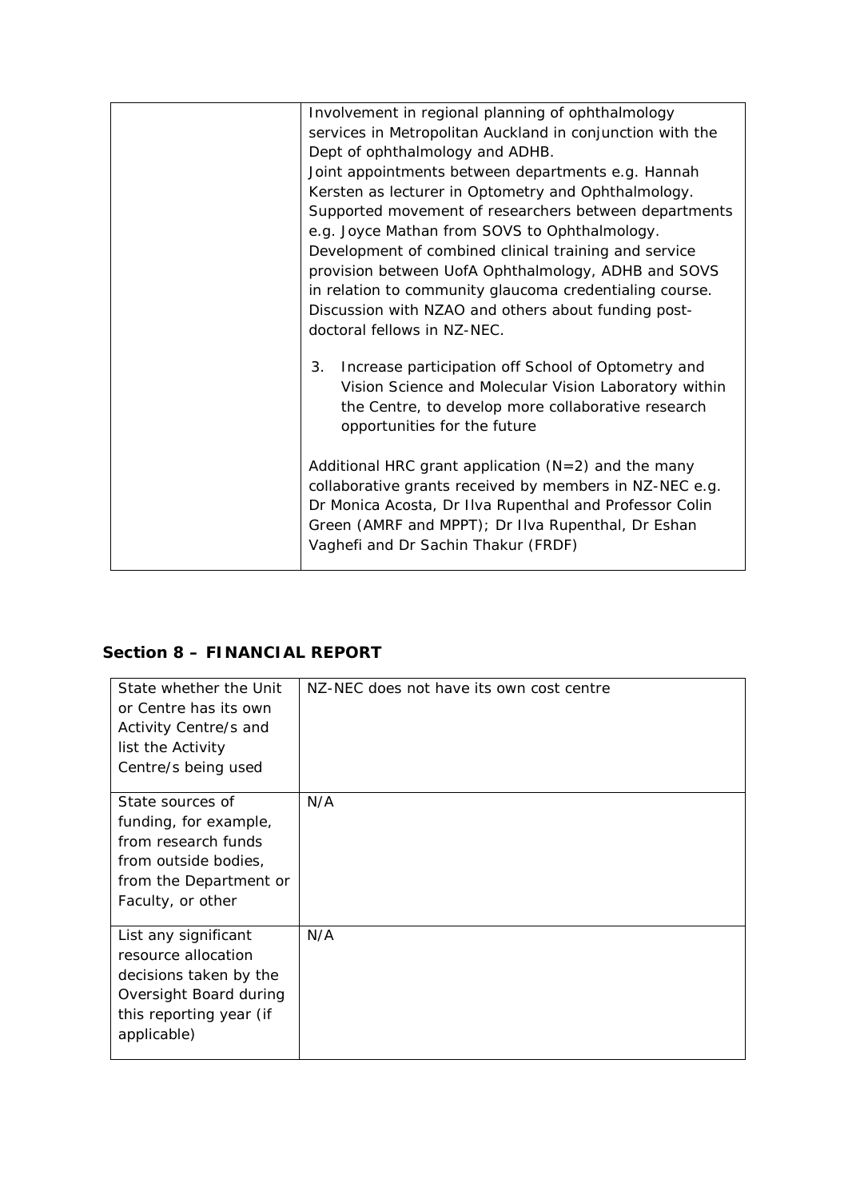| | |
|---|---|
| | Involvement in regional planning of ophthalmology services in Metropolitan Auckland in conjunction with the Dept of ophthalmology and ADHB.<br>Joint appointments between departments e.g. Hannah Kersten as lecturer in Optometry and Ophthalmology.<br>Supported movement of researchers between departments e.g. Joyce Mathan from SOVS to Ophthalmology.<br>Development of combined clinical training and service provision between UofA Ophthalmology, ADHB and SOVS in relation to community glaucoma credentialing course.<br>Discussion with NZAO and others about funding post-doctoral fellows in NZ-NEC.<br><br>3. Increase participation off School of Optometry and Vision Science and Molecular Vision Laboratory within the Centre, to develop more collaborative research opportunities for the future<br><br>Additional HRC grant application (N=2) and the many collaborative grants received by members in NZ-NEC e.g. Dr Monica Acosta, Dr Ilva Rupenthal and Professor Colin Green (AMRF and MPPT); Dr Ilva Rupenthal, Dr Eshan Vaghefi and Dr Sachin Thakur (FRDF) |

## Section 8 – FINANCIAL REPORT

| | |
|---|---|
| State whether the Unit or Centre has its own Activity Centre/s and list the Activity Centre/s being used | NZ-NEC does not have its own cost centre |
| State sources of funding, for example, from research funds from outside bodies, from the Department or Faculty, or other | N/A |
| List any significant resource allocation decisions taken by the Oversight Board during this reporting year (if applicable) | N/A |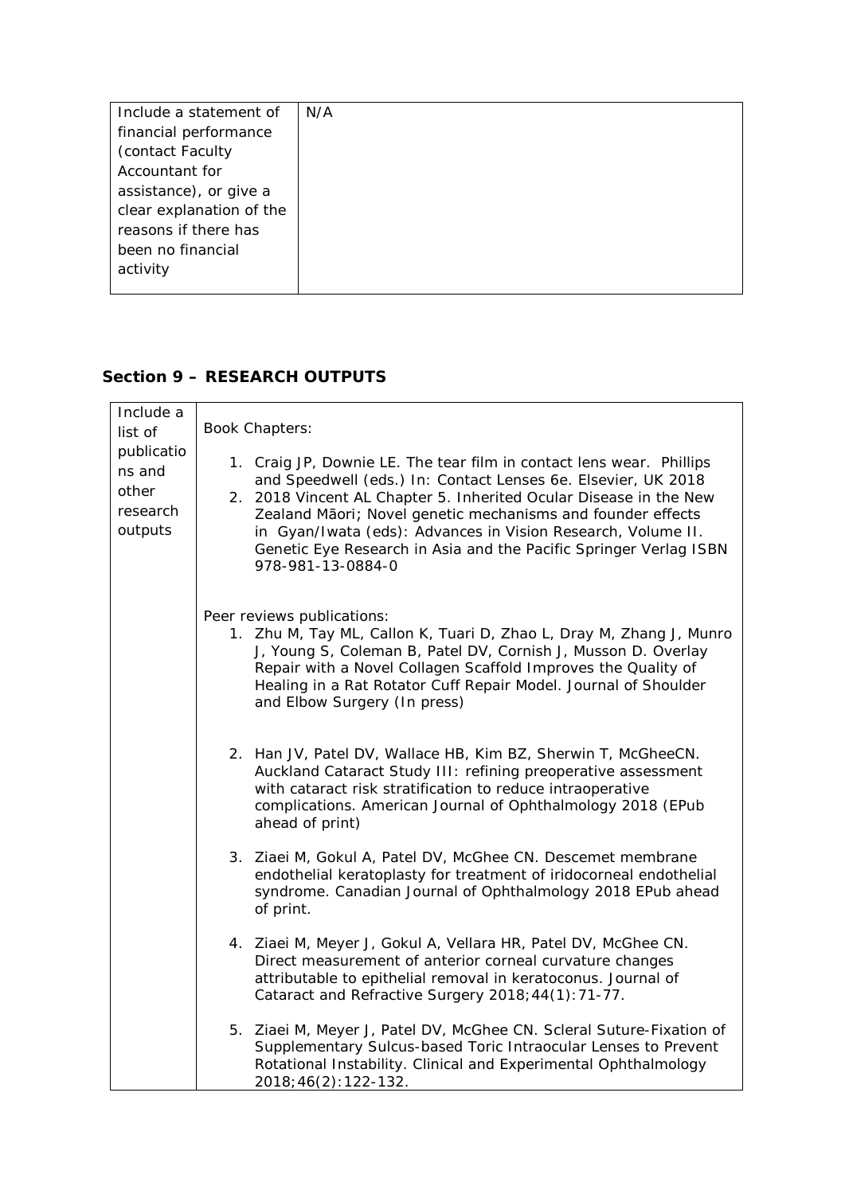| Include a statement of financial performance (contact Faculty Accountant for assistance), or give a clear explanation of the reasons if there has been no financial activity | N/A |
|---|---|

## Section 9 – RESEARCH OUTPUTS

| Include a list of publications and other research outputs | Book Chapters:<br><br>1. Craig JP, Downie LE. The tear film in contact lens wear. Phillips and Speedwell (eds.) In: Contact Lenses 6e. Elsevier, UK 2018<br>2. 2018 Vincent AL Chapter 5. Inherited Ocular Disease in the New Zealand Māori; Novel genetic mechanisms and founder effects in Gyan/Iwata (eds): Advances in Vision Research, Volume II. Genetic Eye Research in Asia and the Pacific Springer Verlag ISBN 978-981-13-0884-0<br><br>Peer reviews publications:<br>1. Zhu M, Tay ML, Callon K, Tuari D, Zhao L, Dray M, Zhang J, Munro J, Young S, Coleman B, Patel DV, Cornish J, Musson D. Overlay Repair with a Novel Collagen Scaffold Improves the Quality of Healing in a Rat Rotator Cuff Repair Model. Journal of Shoulder and Elbow Surgery (In press)<br><br>2. Han JV, Patel DV, Wallace HB, Kim BZ, Sherwin T, McGheeCN. Auckland Cataract Study III: refining preoperative assessment with cataract risk stratification to reduce intraoperative complications. American Journal of Ophthalmology 2018 (EPub ahead of print)<br><br>3. Ziaei M, Gokul A, Patel DV, McGhee CN. Descemet membrane endothelial keratoplasty for treatment of iridocorneal endothelial syndrome. Canadian Journal of Ophthalmology 2018 EPub ahead of print.<br><br>4. Ziaei M, Meyer J, Gokul A, Vellara HR, Patel DV, McGhee CN. Direct measurement of anterior corneal curvature changes attributable to epithelial removal in keratoconus. Journal of Cataract and Refractive Surgery 2018;44(1):71-77.<br><br>5. Ziaei M, Meyer J, Patel DV, McGhee CN. Scleral Suture-Fixation of Supplementary Sulcus-based Toric Intraocular Lenses to Prevent Rotational Instability. Clinical and Experimental Ophthalmology 2018;46(2):122-132. |
|---|---|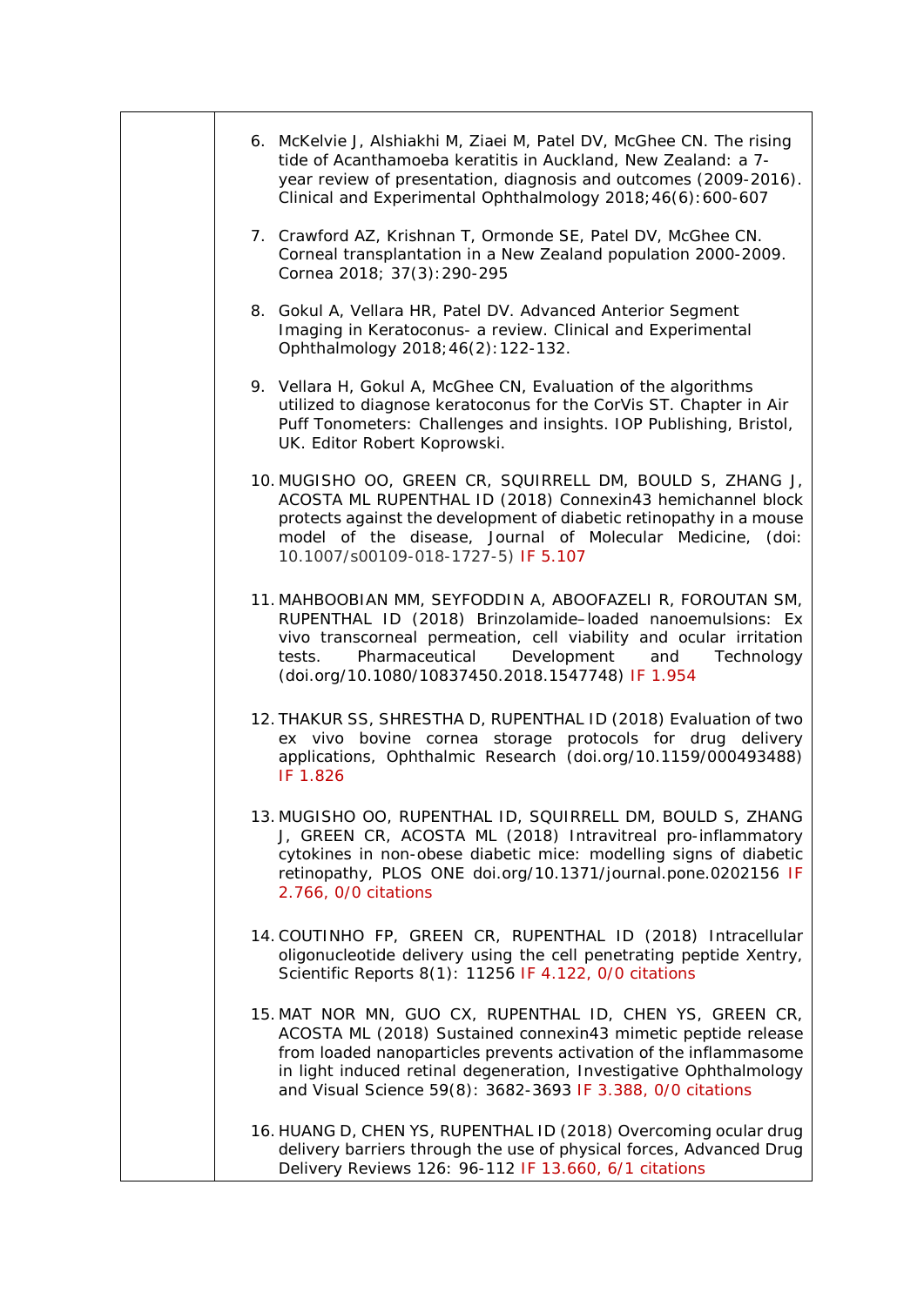6. McKelvie J, Alshiakhi M, Ziaei M, Patel DV, McGhee CN. The rising tide of Acanthamoeba keratitis in Auckland, New Zealand: a 7-year review of presentation, diagnosis and outcomes (2009-2016). Clinical and Experimental Ophthalmology 2018;46(6):600-607

7. Crawford AZ, Krishnan T, Ormonde SE, Patel DV, McGhee CN. Corneal transplantation in a New Zealand population 2000-2009. Cornea 2018; 37(3):290-295

8. Gokul A, Vellara HR, Patel DV. Advanced Anterior Segment Imaging in Keratoconus- a review. Clinical and Experimental Ophthalmology 2018;46(2):122-132.

9. Vellara H, Gokul A, McGhee CN, Evaluation of the algorithms utilized to diagnose keratoconus for the CorVis ST. Chapter in Air Puff Tonometers: Challenges and insights. IOP Publishing, Bristol, UK. Editor Robert Koprowski.

10. MUGISHO OO, GREEN CR, SQUIRRELL DM, BOULD S, ZHANG J, ACOSTA ML RUPENTHAL ID (2018) Connexin43 hemichannel block protects against the development of diabetic retinopathy in a mouse model of the disease, Journal of Molecular Medicine, (doi: 10.1007/s00109-018-1727-5) IF 5.107

11. MAHBOOBIAN MM, SEYFODDIN A, ABOOFAZELI R, FOROUTAN SM, RUPENTHAL ID (2018) Brinzolamide–loaded nanoemulsions: Ex vivo transcorneal permeation, cell viability and ocular irritation tests. Pharmaceutical Development and Technology (doi.org/10.1080/10837450.2018.1547748) IF 1.954

12. THAKUR SS, SHRESTHA D, RUPENTHAL ID (2018) Evaluation of two ex vivo bovine cornea storage protocols for drug delivery applications, Ophthalmic Research (doi.org/10.1159/000493488) IF 1.826

13. MUGISHO OO, RUPENTHAL ID, SQUIRRELL DM, BOULD S, ZHANG J, GREEN CR, ACOSTA ML (2018) Intravitreal pro-inflammatory cytokines in non-obese diabetic mice: modelling signs of diabetic retinopathy, PLOS ONE doi.org/10.1371/journal.pone.0202156 IF 2.766, 0/0 citations

14. COUTINHO FP, GREEN CR, RUPENTHAL ID (2018) Intracellular oligonucleotide delivery using the cell penetrating peptide Xentry, Scientific Reports 8(1): 11256 IF 4.122, 0/0 citations

15. MAT NOR MN, GUO CX, RUPENTHAL ID, CHEN YS, GREEN CR, ACOSTA ML (2018) Sustained connexin43 mimetic peptide release from loaded nanoparticles prevents activation of the inflammasome in light induced retinal degeneration, Investigative Ophthalmology and Visual Science 59(8): 3682-3693 IF 3.388, 0/0 citations

16. HUANG D, CHEN YS, RUPENTHAL ID (2018) Overcoming ocular drug delivery barriers through the use of physical forces, Advanced Drug Delivery Reviews 126: 96-112 IF 13.660, 6/1 citations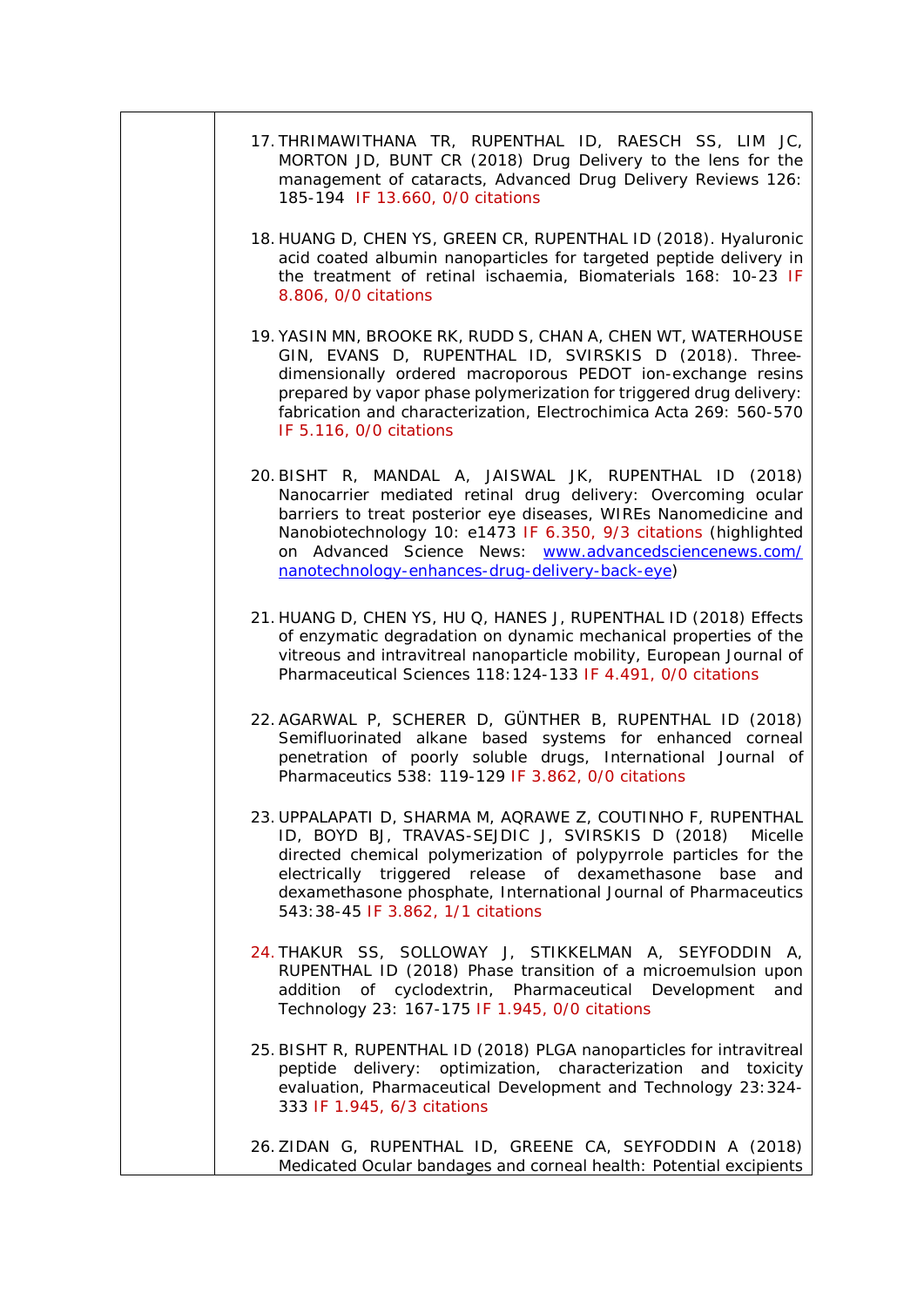17. THRIMAWITHANA TR, RUPENTHAL ID, RAESCH SS, LIM JC, MORTON JD, BUNT CR (2018) Drug Delivery to the lens for the management of cataracts, Advanced Drug Delivery Reviews 126: 185-194 IF 13.660, 0/0 citations

18. HUANG D, CHEN YS, GREEN CR, RUPENTHAL ID (2018). Hyaluronic acid coated albumin nanoparticles for targeted peptide delivery in the treatment of retinal ischaemia, Biomaterials 168: 10-23 IF 8.806, 0/0 citations

19. YASIN MN, BROOKE RK, RUDD S, CHAN A, CHEN WT, WATERHOUSE GIN, EVANS D, RUPENTHAL ID, SVIRSKIS D (2018). Three-dimensionally ordered macroporous PEDOT ion-exchange resins prepared by vapor phase polymerization for triggered drug delivery: fabrication and characterization, Electrochimica Acta 269: 560-570 IF 5.116, 0/0 citations

20. BISHT R, MANDAL A, JAISWAL JK, RUPENTHAL ID (2018) Nanocarrier mediated retinal drug delivery: Overcoming ocular barriers to treat posterior eye diseases, WIREs Nanomedicine and Nanobiotechnology 10: e1473 IF 6.350, 9/3 citations (highlighted on Advanced Science News: [www.advancedsciencenews.com/nanotechnology-enhances-drug-delivery-back-eye](www.advancedsciencenews.com/nanotechnology-enhances-drug-delivery-back-eye))

21. HUANG D, CHEN YS, HU Q, HANES J, RUPENTHAL ID (2018) Effects of enzymatic degradation on dynamic mechanical properties of the vitreous and intravitreal nanoparticle mobility, European Journal of Pharmaceutical Sciences 118:124-133 IF 4.491, 0/0 citations

22. AGARWAL P, SCHERER D, GÜNTHER B, RUPENTHAL ID (2018) Semifluorinated alkane based systems for enhanced corneal penetration of poorly soluble drugs, International Journal of Pharmaceutics 538: 119-129 IF 3.862, 0/0 citations

23. UPPALAPATI D, SHARMA M, AQRAWE Z, COUTINHO F, RUPENTHAL ID, BOYD BJ, TRAVAS-SEJDIC J, SVIRSKIS D (2018) Micelle directed chemical polymerization of polypyrrole particles for the electrically triggered release of dexamethasone base and dexamethasone phosphate, International Journal of Pharmaceutics 543:38-45 IF 3.862, 1/1 citations

24. THAKUR SS, SOLLOWAY J, STIKKELMAN A, SEYFODDIN A, RUPENTHAL ID (2018) Phase transition of a microemulsion upon addition of cyclodextrin, Pharmaceutical Development and Technology 23: 167-175 IF 1.945, 0/0 citations

25. BISHT R, RUPENTHAL ID (2018) PLGA nanoparticles for intravitreal peptide delivery: optimization, characterization and toxicity evaluation, Pharmaceutical Development and Technology 23:324-333 IF 1.945, 6/3 citations

26. ZIDAN G, RUPENTHAL ID, GREENE CA, SEYFODDIN A (2018) Medicated Ocular bandages and corneal health: Potential excipients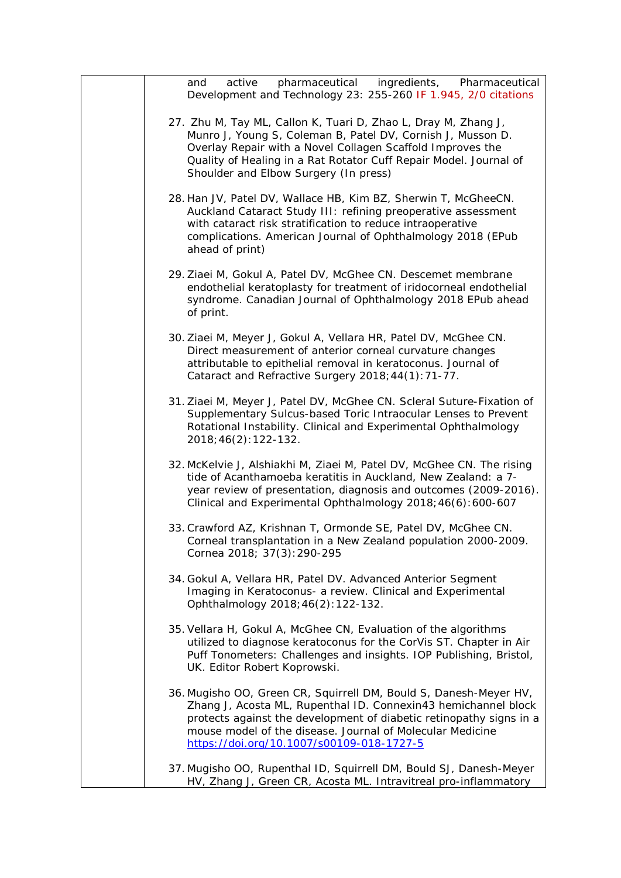and active pharmaceutical ingredients, Pharmaceutical Development and Technology 23: 255-260 IF 1.945, 2/0 citations

27. Zhu M, Tay ML, Callon K, Tuari D, Zhao L, Dray M, Zhang J, Munro J, Young S, Coleman B, Patel DV, Cornish J, Musson D. Overlay Repair with a Novel Collagen Scaffold Improves the Quality of Healing in a Rat Rotator Cuff Repair Model. Journal of Shoulder and Elbow Surgery (In press)

28. Han JV, Patel DV, Wallace HB, Kim BZ, Sherwin T, McGheeCN. Auckland Cataract Study III: refining preoperative assessment with cataract risk stratification to reduce intraoperative complications. American Journal of Ophthalmology 2018 (EPub ahead of print)

29. Ziaei M, Gokul A, Patel DV, McGhee CN. Descemet membrane endothelial keratoplasty for treatment of iridocorneal endothelial syndrome. Canadian Journal of Ophthalmology 2018 EPub ahead of print.

30. Ziaei M, Meyer J, Gokul A, Vellara HR, Patel DV, McGhee CN. Direct measurement of anterior corneal curvature changes attributable to epithelial removal in keratoconus. Journal of Cataract and Refractive Surgery 2018;44(1):71-77.

31. Ziaei M, Meyer J, Patel DV, McGhee CN. Scleral Suture-Fixation of Supplementary Sulcus-based Toric Intraocular Lenses to Prevent Rotational Instability. Clinical and Experimental Ophthalmology 2018;46(2):122-132.

32. McKelvie J, Alshiakhi M, Ziaei M, Patel DV, McGhee CN. The rising tide of Acanthamoeba keratitis in Auckland, New Zealand: a 7-year review of presentation, diagnosis and outcomes (2009-2016). Clinical and Experimental Ophthalmology 2018;46(6):600-607

33. Crawford AZ, Krishnan T, Ormonde SE, Patel DV, McGhee CN. Corneal transplantation in a New Zealand population 2000-2009. Cornea 2018; 37(3):290-295

34. Gokul A, Vellara HR, Patel DV. Advanced Anterior Segment Imaging in Keratoconus- a review. Clinical and Experimental Ophthalmology 2018;46(2):122-132.

35. Vellara H, Gokul A, McGhee CN, Evaluation of the algorithms utilized to diagnose keratoconus for the CorVis ST. Chapter in Air Puff Tonometers: Challenges and insights. IOP Publishing, Bristol, UK. Editor Robert Koprowski.

36. Mugisho OO, Green CR, Squirrell DM, Bould S, Danesh-Meyer HV, Zhang J, Acosta ML, Rupenthal ID. Connexin43 hemichannel block protects against the development of diabetic retinopathy signs in a mouse model of the disease. Journal of Molecular Medicine https://doi.org/10.1007/s00109-018-1727-5

37. Mugisho OO, Rupenthal ID, Squirrell DM, Bould SJ, Danesh-Meyer HV, Zhang J, Green CR, Acosta ML. Intravitreal pro-inflammatory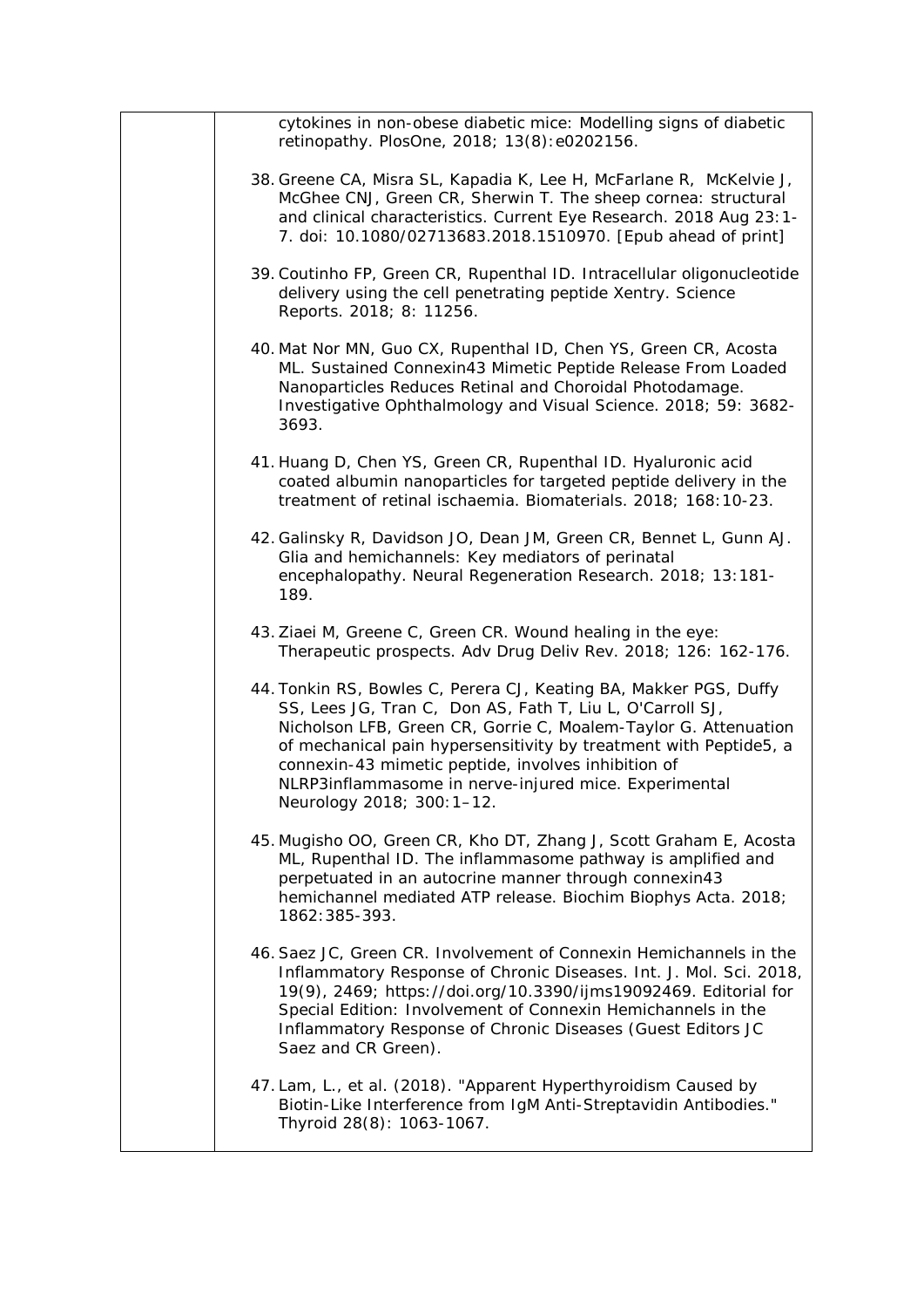cytokines in non-obese diabetic mice: Modelling signs of diabetic retinopathy. PlosOne, 2018; 13(8):e0202156.

38. Greene CA, Misra SL, Kapadia K, Lee H, McFarlane R, McKelvie J, McGhee CNJ, Green CR, Sherwin T. The sheep cornea: structural and clinical characteristics. Current Eye Research. 2018 Aug 23:1-7. doi: 10.1080/02713683.2018.1510970. [Epub ahead of print]

39. Coutinho FP, Green CR, Rupenthal ID. Intracellular oligonucleotide delivery using the cell penetrating peptide Xentry. Science Reports. 2018; 8: 11256.

40. Mat Nor MN, Guo CX, Rupenthal ID, Chen YS, Green CR, Acosta ML. Sustained Connexin43 Mimetic Peptide Release From Loaded Nanoparticles Reduces Retinal and Choroidal Photodamage. Investigative Ophthalmology and Visual Science. 2018; 59: 3682-3693.

41. Huang D, Chen YS, Green CR, Rupenthal ID. Hyaluronic acid coated albumin nanoparticles for targeted peptide delivery in the treatment of retinal ischaemia. Biomaterials. 2018; 168:10-23.

42. Galinsky R, Davidson JO, Dean JM, Green CR, Bennet L, Gunn AJ. Glia and hemichannels: Key mediators of perinatal encephalopathy. Neural Regeneration Research. 2018; 13:181-189.

43. Ziaei M, Greene C, Green CR. Wound healing in the eye: Therapeutic prospects. Adv Drug Deliv Rev. 2018; 126: 162-176.

44. Tonkin RS, Bowles C, Perera CJ, Keating BA, Makker PGS, Duffy SS, Lees JG, Tran C, Don AS, Fath T, Liu L, O'Carroll SJ, Nicholson LFB, Green CR, Gorrie C, Moalem-Taylor G. Attenuation of mechanical pain hypersensitivity by treatment with Peptide5, a connexin-43 mimetic peptide, involves inhibition of NLRP3inflammasome in nerve-injured mice. Experimental Neurology 2018; 300:1–12.

45. Mugisho OO, Green CR, Kho DT, Zhang J, Scott Graham E, Acosta ML, Rupenthal ID. The inflammasome pathway is amplified and perpetuated in an autocrine manner through connexin43 hemichannel mediated ATP release. Biochim Biophys Acta. 2018; 1862:385-393.

46. Saez JC, Green CR. Involvement of Connexin Hemichannels in the Inflammatory Response of Chronic Diseases. Int. J. Mol. Sci. 2018, 19(9), 2469; https://doi.org/10.3390/ijms19092469. Editorial for Special Edition: Involvement of Connexin Hemichannels in the Inflammatory Response of Chronic Diseases (Guest Editors JC Saez and CR Green).

47. Lam, L., et al. (2018). "Apparent Hyperthyroidism Caused by Biotin-Like Interference from IgM Anti-Streptavidin Antibodies." Thyroid 28(8): 1063-1067.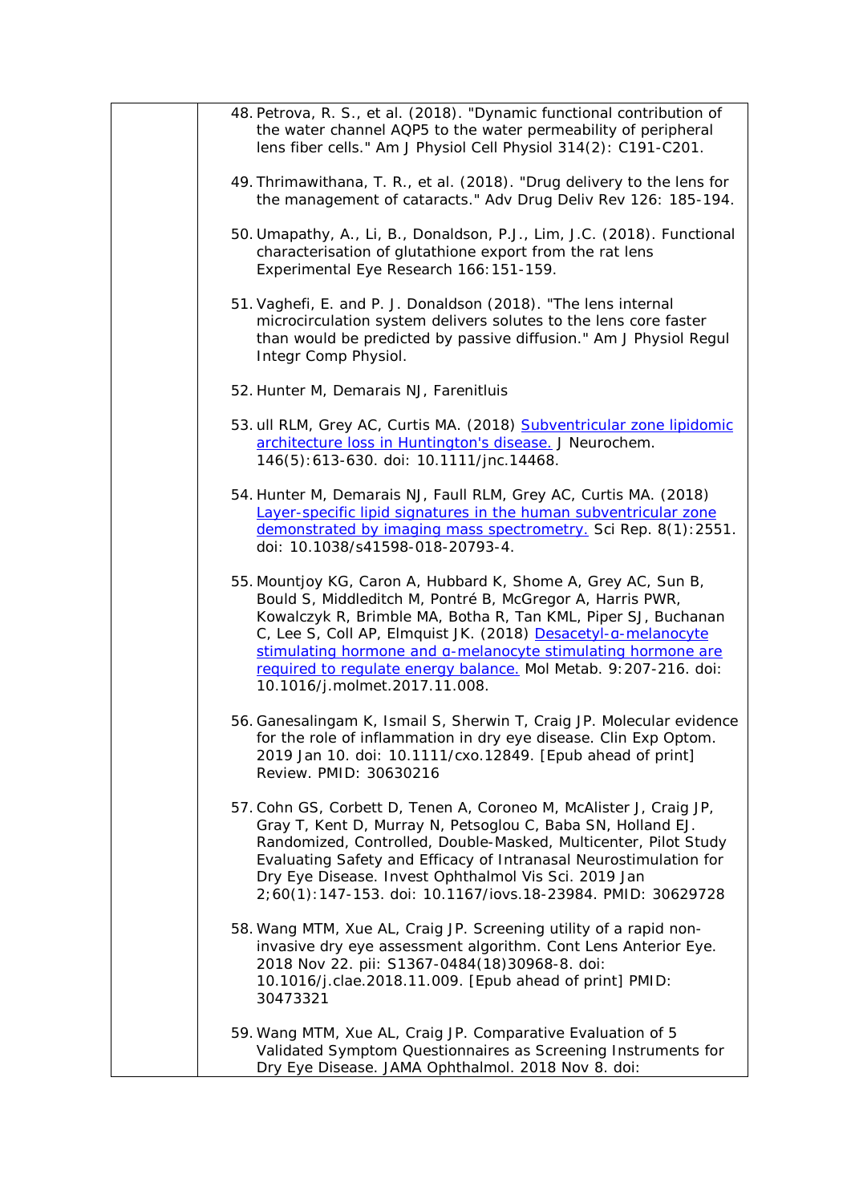| | 48. Petrova, R. S., et al. (2018). "Dynamic functional contribution of the water channel AQP5 to the water permeability of peripheral lens fiber cells." Am J Physiol Cell Physiol 314(2): C191-C201.<br><br>49. Thrimawithana, T. R., et al. (2018). "Drug delivery to the lens for the management of cataracts." Adv Drug Deliv Rev 126: 185-194.<br><br>50. Umapathy, A., Li, B., Donaldson, P.J., Lim, J.C. (2018). Functional characterisation of glutathione export from the rat lens Experimental Eye Research 166:151-159.<br><br>51. Vaghefi, E. and P. J. Donaldson (2018). "The lens internal microcirculation system delivers solutes to the lens core faster than would be predicted by passive diffusion." Am J Physiol Regul Integr Comp Physiol.<br><br>52. Hunter M, Demarais NJ, Farenitluis<br><br>53. ull RLM, Grey AC, Curtis MA. (2018) Subventricular zone lipidomic architecture loss in Huntington's disease. J Neurochem. 146(5):613-630. doi: 10.1111/jnc.14468.<br><br>54. Hunter M, Demarais NJ, Faull RLM, Grey AC, Curtis MA. (2018) Layer-specific lipid signatures in the human subventricular zone demonstrated by imaging mass spectrometry. Sci Rep. 8(1):2551. doi: 10.1038/s41598-018-20793-4.<br><br>55. Mountjoy KG, Caron A, Hubbard K, Shome A, Grey AC, Sun B, Bould S, Middleditch M, Pontré B, McGregor A, Harris PWR, Kowalczyk R, Brimble MA, Botha R, Tan KML, Piper SJ, Buchanan C, Lee S, Coll AP, Elmquist JK. (2018) Desacetyl-α-melanocyte stimulating hormone and α-melanocyte stimulating hormone are required to regulate energy balance. Mol Metab. 9:207-216. doi: 10.1016/j.molmet.2017.11.008.<br><br>56. Ganesalingam K, Ismail S, Sherwin T, Craig JP. Molecular evidence for the role of inflammation in dry eye disease. Clin Exp Optom. 2019 Jan 10. doi: 10.1111/cxo.12849. [Epub ahead of print] Review. PMID: 30630216<br><br>57. Cohn GS, Corbett D, Tenen A, Coroneo M, McAlister J, Craig JP, Gray T, Kent D, Murray N, Petsoglou C, Baba SN, Holland EJ. Randomized, Controlled, Double-Masked, Multicenter, Pilot Study Evaluating Safety and Efficacy of Intranasal Neurostimulation for Dry Eye Disease. Invest Ophthalmol Vis Sci. 2019 Jan 2;60(1):147-153. doi: 10.1167/iovs.18-23984. PMID: 30629728<br><br>58. Wang MTM, Xue AL, Craig JP. Screening utility of a rapid non-invasive dry eye assessment algorithm. Cont Lens Anterior Eye. 2018 Nov 22. pii: S1367-0484(18)30968-8. doi: 10.1016/j.clae.2018.11.009. [Epub ahead of print] PMID: 30473321<br><br>59. Wang MTM, Xue AL, Craig JP. Comparative Evaluation of 5 Validated Symptom Questionnaires as Screening Instruments for Dry Eye Disease. JAMA Ophthalmol. 2018 Nov 8. doi: |
|---|---|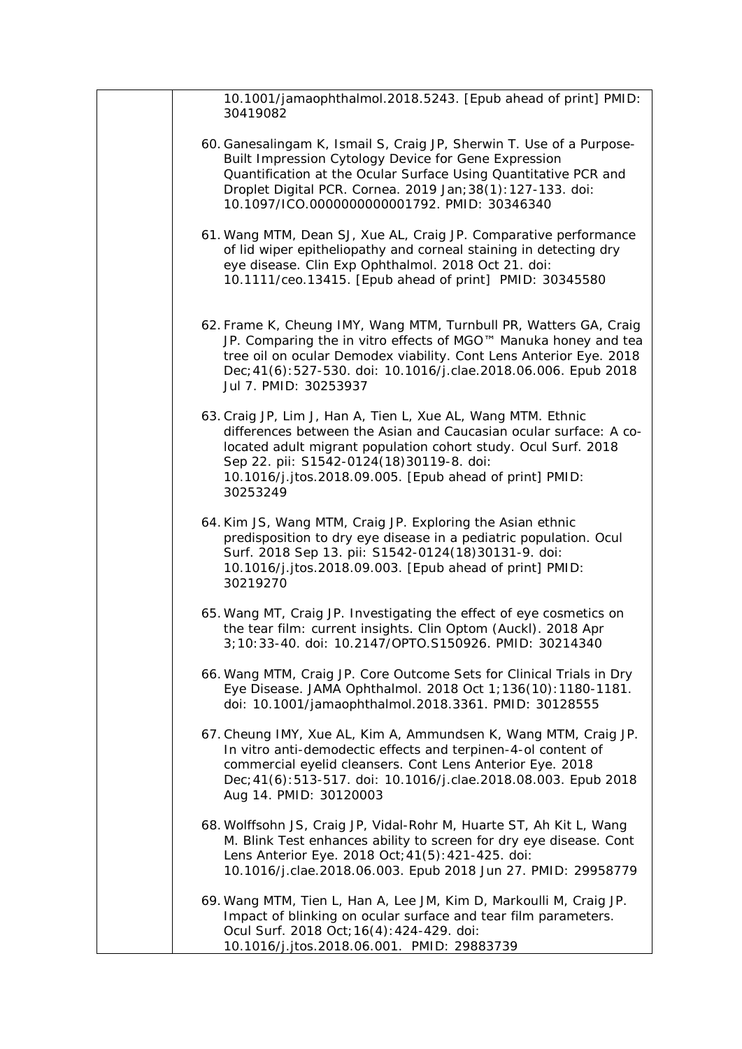10.1001/jamaophthalmol.2018.5243. [Epub ahead of print] PMID: 30419082

60. Ganesalingam K, Ismail S, Craig JP, Sherwin T. Use of a Purpose-Built Impression Cytology Device for Gene Expression Quantification at the Ocular Surface Using Quantitative PCR and Droplet Digital PCR. Cornea. 2019 Jan;38(1):127-133. doi: 10.1097/ICO.0000000000001792. PMID: 30346340

61. Wang MTM, Dean SJ, Xue AL, Craig JP. Comparative performance of lid wiper epitheliopathy and corneal staining in detecting dry eye disease. Clin Exp Ophthalmol. 2018 Oct 21. doi: 10.1111/ceo.13415. [Epub ahead of print] PMID: 30345580

62. Frame K, Cheung IMY, Wang MTM, Turnbull PR, Watters GA, Craig JP. Comparing the in vitro effects of MGO™ Manuka honey and tea tree oil on ocular Demodex viability. Cont Lens Anterior Eye. 2018 Dec;41(6):527-530. doi: 10.1016/j.clae.2018.06.006. Epub 2018 Jul 7. PMID: 30253937

63. Craig JP, Lim J, Han A, Tien L, Xue AL, Wang MTM. Ethnic differences between the Asian and Caucasian ocular surface: A co-located adult migrant population cohort study. Ocul Surf. 2018 Sep 22. pii: S1542-0124(18)30119-8. doi: 10.1016/j.jtos.2018.09.005. [Epub ahead of print] PMID: 30253249

64. Kim JS, Wang MTM, Craig JP. Exploring the Asian ethnic predisposition to dry eye disease in a pediatric population. Ocul Surf. 2018 Sep 13. pii: S1542-0124(18)30131-9. doi: 10.1016/j.jtos.2018.09.003. [Epub ahead of print] PMID: 30219270

65. Wang MT, Craig JP. Investigating the effect of eye cosmetics on the tear film: current insights. Clin Optom (Auckl). 2018 Apr 3;10:33-40. doi: 10.2147/OPTO.S150926. PMID: 30214340

66. Wang MTM, Craig JP. Core Outcome Sets for Clinical Trials in Dry Eye Disease. JAMA Ophthalmol. 2018 Oct 1;136(10):1180-1181. doi: 10.1001/jamaophthalmol.2018.3361. PMID: 30128555

67. Cheung IMY, Xue AL, Kim A, Ammundsen K, Wang MTM, Craig JP. In vitro anti-demodectic effects and terpinen-4-ol content of commercial eyelid cleansers. Cont Lens Anterior Eye. 2018 Dec;41(6):513-517. doi: 10.1016/j.clae.2018.08.003. Epub 2018 Aug 14. PMID: 30120003

68. Wolffsohn JS, Craig JP, Vidal-Rohr M, Huarte ST, Ah Kit L, Wang M. Blink Test enhances ability to screen for dry eye disease. Cont Lens Anterior Eye. 2018 Oct;41(5):421-425. doi: 10.1016/j.clae.2018.06.003. Epub 2018 Jun 27. PMID: 29958779

69. Wang MTM, Tien L, Han A, Lee JM, Kim D, Markoulli M, Craig JP. Impact of blinking on ocular surface and tear film parameters. Ocul Surf. 2018 Oct;16(4):424-429. doi: 10.1016/j.jtos.2018.06.001. PMID: 29883739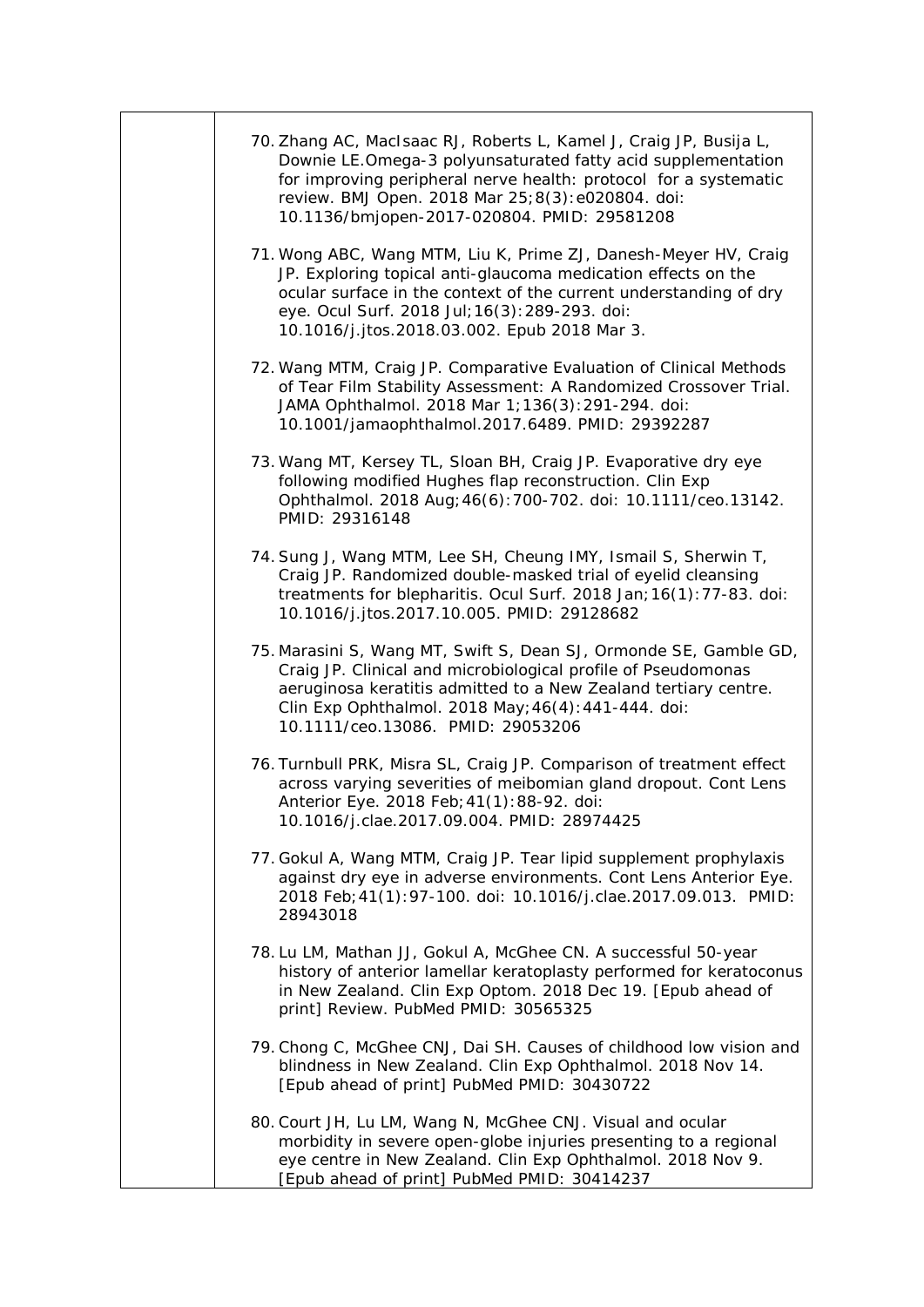70. Zhang AC, MacIsaac RJ, Roberts L, Kamel J, Craig JP, Busija L, Downie LE.Omega-3 polyunsaturated fatty acid supplementation for improving peripheral nerve health: protocol for a systematic review. BMJ Open. 2018 Mar 25;8(3):e020804. doi: 10.1136/bmjopen-2017-020804. PMID: 29581208

71. Wong ABC, Wang MTM, Liu K, Prime ZJ, Danesh-Meyer HV, Craig JP. Exploring topical anti-glaucoma medication effects on the ocular surface in the context of the current understanding of dry eye. Ocul Surf. 2018 Jul;16(3):289-293. doi: 10.1016/j.jtos.2018.03.002. Epub 2018 Mar 3.

72. Wang MTM, Craig JP. Comparative Evaluation of Clinical Methods of Tear Film Stability Assessment: A Randomized Crossover Trial. JAMA Ophthalmol. 2018 Mar 1;136(3):291-294. doi: 10.1001/jamaophthalmol.2017.6489. PMID: 29392287

73. Wang MT, Kersey TL, Sloan BH, Craig JP. Evaporative dry eye following modified Hughes flap reconstruction. Clin Exp Ophthalmol. 2018 Aug;46(6):700-702. doi: 10.1111/ceo.13142. PMID: 29316148

74. Sung J, Wang MTM, Lee SH, Cheung IMY, Ismail S, Sherwin T, Craig JP. Randomized double-masked trial of eyelid cleansing treatments for blepharitis. Ocul Surf. 2018 Jan;16(1):77-83. doi: 10.1016/j.jtos.2017.10.005. PMID: 29128682

75. Marasini S, Wang MT, Swift S, Dean SJ, Ormonde SE, Gamble GD, Craig JP. Clinical and microbiological profile of Pseudomonas aeruginosa keratitis admitted to a New Zealand tertiary centre. Clin Exp Ophthalmol. 2018 May;46(4):441-444. doi: 10.1111/ceo.13086. PMID: 29053206

76. Turnbull PRK, Misra SL, Craig JP. Comparison of treatment effect across varying severities of meibomian gland dropout. Cont Lens Anterior Eye. 2018 Feb;41(1):88-92. doi: 10.1016/j.clae.2017.09.004. PMID: 28974425

77. Gokul A, Wang MTM, Craig JP. Tear lipid supplement prophylaxis against dry eye in adverse environments. Cont Lens Anterior Eye. 2018 Feb;41(1):97-100. doi: 10.1016/j.clae.2017.09.013. PMID: 28943018

78. Lu LM, Mathan JJ, Gokul A, McGhee CN. A successful 50-year history of anterior lamellar keratoplasty performed for keratoconus in New Zealand. Clin Exp Optom. 2018 Dec 19. [Epub ahead of print] Review. PubMed PMID: 30565325

79. Chong C, McGhee CNJ, Dai SH. Causes of childhood low vision and blindness in New Zealand. Clin Exp Ophthalmol. 2018 Nov 14. [Epub ahead of print] PubMed PMID: 30430722

80. Court JH, Lu LM, Wang N, McGhee CNJ. Visual and ocular morbidity in severe open-globe injuries presenting to a regional eye centre in New Zealand. Clin Exp Ophthalmol. 2018 Nov 9. [Epub ahead of print] PubMed PMID: 30414237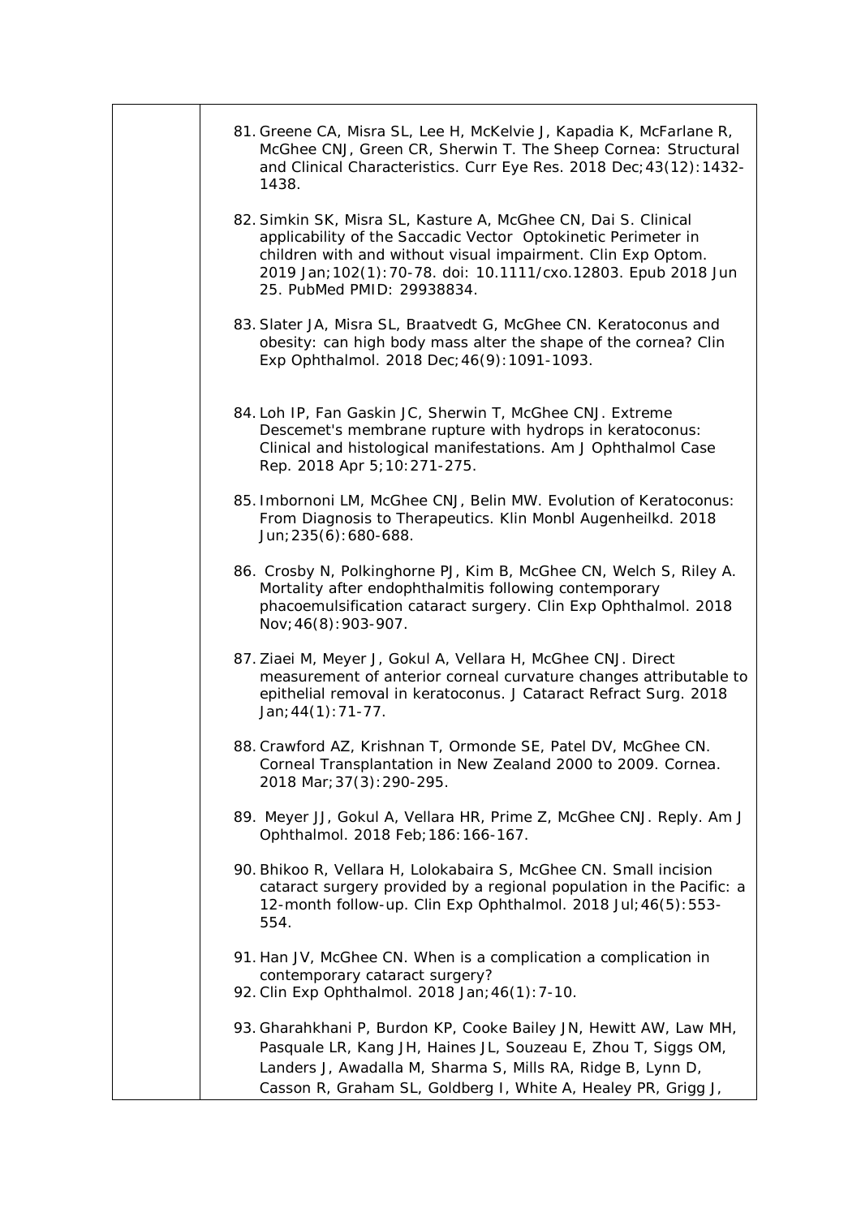81. Greene CA, Misra SL, Lee H, McKelvie J, Kapadia K, McFarlane R, McGhee CNJ, Green CR, Sherwin T. The Sheep Cornea: Structural and Clinical Characteristics. Curr Eye Res. 2018 Dec;43(12):1432-1438.

82. Simkin SK, Misra SL, Kasture A, McGhee CN, Dai S. Clinical applicability of the Saccadic Vector Optokinetic Perimeter in children with and without visual impairment. Clin Exp Optom. 2019 Jan;102(1):70-78. doi: 10.1111/cxo.12803. Epub 2018 Jun 25. PubMed PMID: 29938834.

83. Slater JA, Misra SL, Braatvedt G, McGhee CN. Keratoconus and obesity: can high body mass alter the shape of the cornea? Clin Exp Ophthalmol. 2018 Dec;46(9):1091-1093.

84. Loh IP, Fan Gaskin JC, Sherwin T, McGhee CNJ. Extreme Descemet's membrane rupture with hydrops in keratoconus: Clinical and histological manifestations. Am J Ophthalmol Case Rep. 2018 Apr 5;10:271-275.

85. Imbornoni LM, McGhee CNJ, Belin MW. Evolution of Keratoconus: From Diagnosis to Therapeutics. Klin Monbl Augenheilkd. 2018 Jun;235(6):680-688.

86. Crosby N, Polkinghorne PJ, Kim B, McGhee CN, Welch S, Riley A. Mortality after endophthalmitis following contemporary phacoemulsification cataract surgery. Clin Exp Ophthalmol. 2018 Nov;46(8):903-907.

87. Ziaei M, Meyer J, Gokul A, Vellara H, McGhee CNJ. Direct measurement of anterior corneal curvature changes attributable to epithelial removal in keratoconus. J Cataract Refract Surg. 2018 Jan;44(1):71-77.

88. Crawford AZ, Krishnan T, Ormonde SE, Patel DV, McGhee CN. Corneal Transplantation in New Zealand 2000 to 2009. Cornea. 2018 Mar;37(3):290-295.

89. Meyer JJ, Gokul A, Vellara HR, Prime Z, McGhee CNJ. Reply. Am J Ophthalmol. 2018 Feb;186:166-167.

90. Bhikoo R, Vellara H, Lolokabaira S, McGhee CN. Small incision cataract surgery provided by a regional population in the Pacific: a 12-month follow-up. Clin Exp Ophthalmol. 2018 Jul;46(5):553-554.

91. Han JV, McGhee CN. When is a complication a complication in contemporary cataract surgery?
92. Clin Exp Ophthalmol. 2018 Jan;46(1):7-10.

93. Gharahkhani P, Burdon KP, Cooke Bailey JN, Hewitt AW, Law MH, Pasquale LR, Kang JH, Haines JL, Souzeau E, Zhou T, Siggs OM, Landers J, Awadalla M, Sharma S, Mills RA, Ridge B, Lynn D, Casson R, Graham SL, Goldberg I, White A, Healey PR, Grigg J,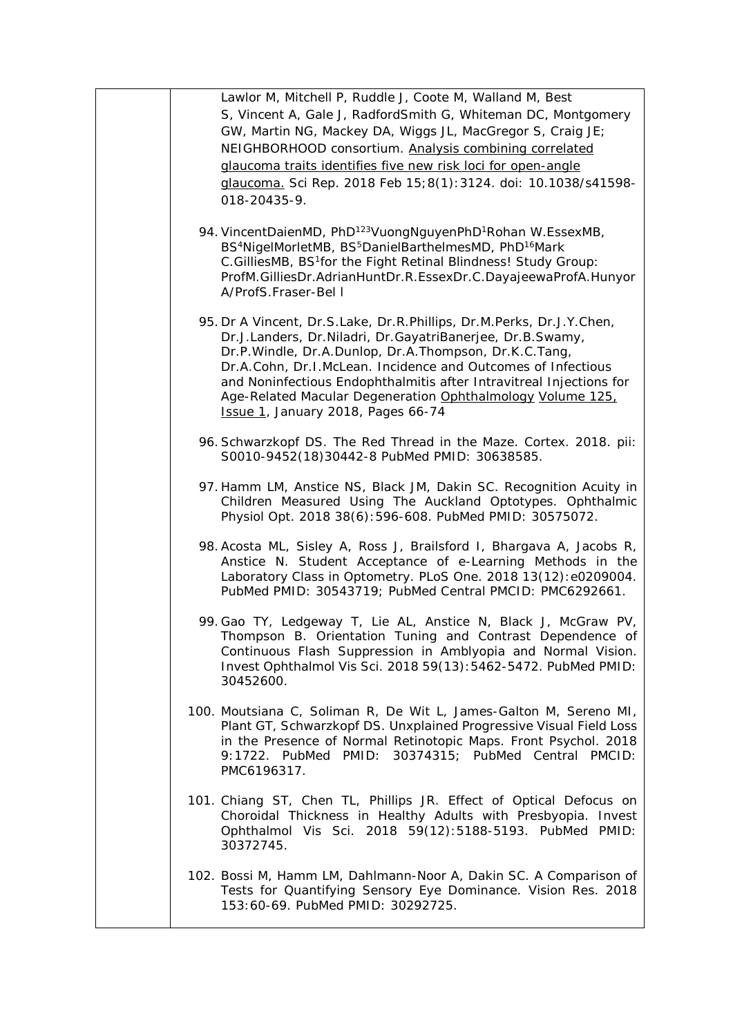Lawlor M, Mitchell P, Ruddle J, Coote M, Walland M, Best S, Vincent A, Gale J, RadfordSmith G, Whiteman DC, Montgomery GW, Martin NG, Mackey DA, Wiggs JL, MacGregor S, Craig JE; NEIGHBORHOOD consortium. Analysis combining correlated glaucoma traits identifies five new risk loci for open-angle glaucoma. Sci Rep. 2018 Feb 15;8(1):3124. doi: 10.1038/s41598-018-20435-9.

94. VincentDaienMD, PhD[123]VuongNguyenPhD[1]Rohan W.EssexMB, BS[4]NigelMorletMB, BS[5]DanielBarthelmesMD, PhD[16]Mark C.GilliesMB, BS[1]for the Fight Retinal Blindness! Study Group: ProfM.GilliesDr.AdrianHuntDr.R.EssexDr.C.DayajeewaProfA.Hunyor A/ProfS.Fraser-Bel l

95. Dr A Vincent, Dr.S.Lake, Dr.R.Phillips, Dr.M.Perks, Dr.J.Y.Chen, Dr.J.Landers, Dr.Niladri, Dr.GayatriBanerjee, Dr.B.Swamy, Dr.P.Windle, Dr.A.Dunlop, Dr.A.Thompson, Dr.K.C.Tang, Dr.A.Cohn, Dr.I.McLean. Incidence and Outcomes of Infectious and Noninfectious Endophthalmitis after Intravitreal Injections for Age-Related Macular Degeneration Ophthalmology Volume 125, Issue 1, January 2018, Pages 66-74

96. Schwarzkopf DS. The Red Thread in the Maze. Cortex. 2018. pii: S0010-9452(18)30442-8 PubMed PMID: 30638585.

97. Hamm LM, Anstice NS, Black JM, Dakin SC. Recognition Acuity in Children Measured Using The Auckland Optotypes. Ophthalmic Physiol Opt. 2018 38(6):596-608. PubMed PMID: 30575072.

98. Acosta ML, Sisley A, Ross J, Brailsford I, Bhargava A, Jacobs R, Anstice N. Student Acceptance of e-Learning Methods in the Laboratory Class in Optometry. PLoS One. 2018 13(12):e0209004. PubMed PMID: 30543719; PubMed Central PMCID: PMC6292661.

99. Gao TY, Ledgeway T, Lie AL, Anstice N, Black J, McGraw PV, Thompson B. Orientation Tuning and Contrast Dependence of Continuous Flash Suppression in Amblyopia and Normal Vision. Invest Ophthalmol Vis Sci. 2018 59(13):5462-5472. PubMed PMID: 30452600.

100. Moutsiana C, Soliman R, De Wit L, James-Galton M, Sereno MI, Plant GT, Schwarzkopf DS. Unxplained Progressive Visual Field Loss in the Presence of Normal Retinotopic Maps. Front Psychol. 2018 9:1722. PubMed PMID: 30374315; PubMed Central PMCID: PMC6196317.

101. Chiang ST, Chen TL, Phillips JR. Effect of Optical Defocus on Choroidal Thickness in Healthy Adults with Presbyopia. Invest Ophthalmol Vis Sci. 2018 59(12):5188-5193. PubMed PMID: 30372745.

102. Bossi M, Hamm LM, Dahlmann-Noor A, Dakin SC. A Comparison of Tests for Quantifying Sensory Eye Dominance. Vision Res. 2018 153:60-69. PubMed PMID: 30292725.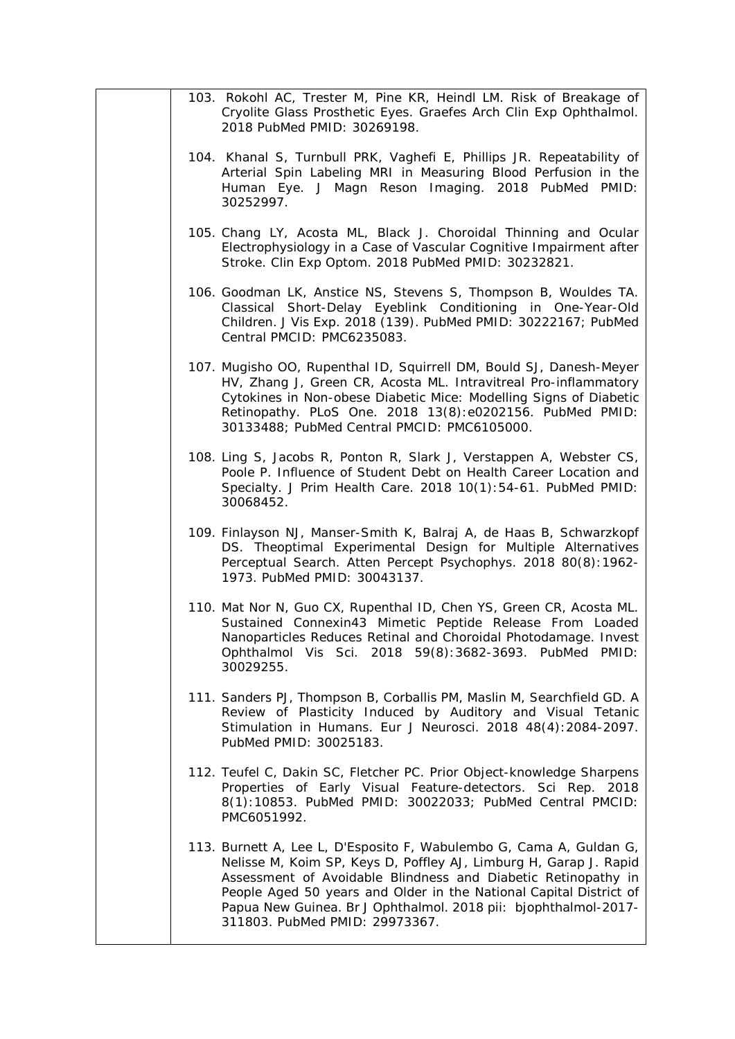103. Rokohl AC, Trester M, Pine KR, Heindl LM. Risk of Breakage of Cryolite Glass Prosthetic Eyes. Graefes Arch Clin Exp Ophthalmol. 2018 PubMed PMID: 30269198.

104. Khanal S, Turnbull PRK, Vaghefi E, Phillips JR. Repeatability of Arterial Spin Labeling MRI in Measuring Blood Perfusion in the Human Eye. J Magn Reson Imaging. 2018 PubMed PMID: 30252997.

105. Chang LY, Acosta ML, Black J. Choroidal Thinning and Ocular Electrophysiology in a Case of Vascular Cognitive Impairment after Stroke. Clin Exp Optom. 2018 PubMed PMID: 30232821.

106. Goodman LK, Anstice NS, Stevens S, Thompson B, Wouldes TA. Classical Short-Delay Eyeblink Conditioning in One-Year-Old Children. J Vis Exp. 2018 (139). PubMed PMID: 30222167; PubMed Central PMCID: PMC6235083.

107. Mugisho OO, Rupenthal ID, Squirrell DM, Bould SJ, Danesh-Meyer HV, Zhang J, Green CR, Acosta ML. Intravitreal Pro-inflammatory Cytokines in Non-obese Diabetic Mice: Modelling Signs of Diabetic Retinopathy. PLoS One. 2018 13(8):e0202156. PubMed PMID: 30133488; PubMed Central PMCID: PMC6105000.

108. Ling S, Jacobs R, Ponton R, Slark J, Verstappen A, Webster CS, Poole P. Influence of Student Debt on Health Career Location and Specialty. J Prim Health Care. 2018 10(1):54-61. PubMed PMID: 30068452.

109. Finlayson NJ, Manser-Smith K, Balraj A, de Haas B, Schwarzkopf DS. Theoptimal Experimental Design for Multiple Alternatives Perceptual Search. Atten Percept Psychophys. 2018 80(8):1962-1973. PubMed PMID: 30043137.

110. Mat Nor N, Guo CX, Rupenthal ID, Chen YS, Green CR, Acosta ML. Sustained Connexin43 Mimetic Peptide Release From Loaded Nanoparticles Reduces Retinal and Choroidal Photodamage. Invest Ophthalmol Vis Sci. 2018 59(8):3682-3693. PubMed PMID: 30029255.

111. Sanders PJ, Thompson B, Corballis PM, Maslin M, Searchfield GD. A Review of Plasticity Induced by Auditory and Visual Tetanic Stimulation in Humans. Eur J Neurosci. 2018 48(4):2084-2097. PubMed PMID: 30025183.

112. Teufel C, Dakin SC, Fletcher PC. Prior Object-knowledge Sharpens Properties of Early Visual Feature-detectors. Sci Rep. 2018 8(1):10853. PubMed PMID: 30022033; PubMed Central PMCID: PMC6051992.

113. Burnett A, Lee L, D'Esposito F, Wabulembo G, Cama A, Guldan G, Nelisse M, Koim SP, Keys D, Poffley AJ, Limburg H, Garap J. Rapid Assessment of Avoidable Blindness and Diabetic Retinopathy in People Aged 50 years and Older in the National Capital District of Papua New Guinea. Br J Ophthalmol. 2018 pii: bjophthalmol-2017-311803. PubMed PMID: 29973367.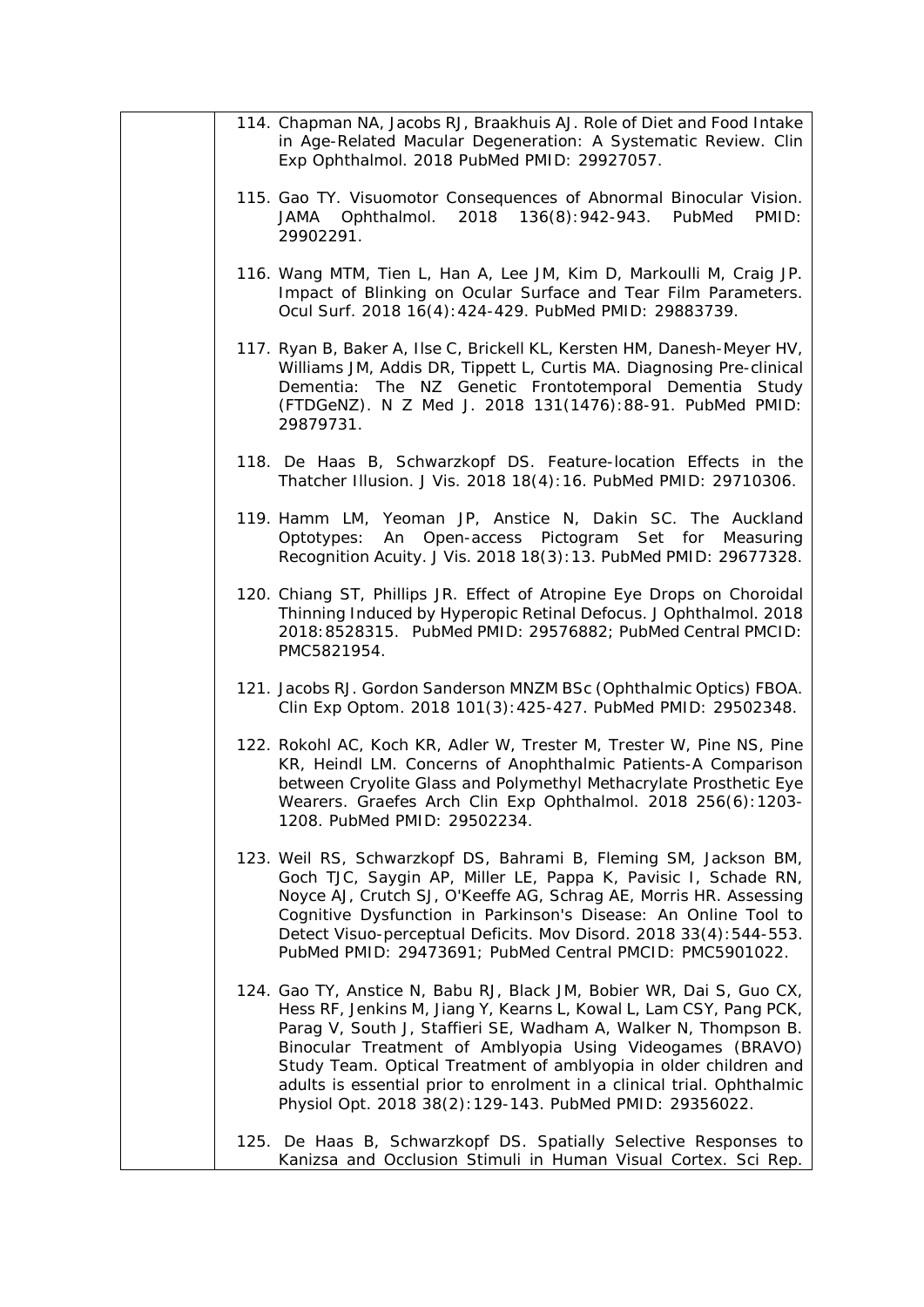114. Chapman NA, Jacobs RJ, Braakhuis AJ. Role of Diet and Food Intake in Age-Related Macular Degeneration: A Systematic Review. Clin Exp Ophthalmol. 2018 PubMed PMID: 29927057.

115. Gao TY. Visuomotor Consequences of Abnormal Binocular Vision. JAMA Ophthalmol. 2018 136(8):942-943. PubMed PMID: 29902291.

116. Wang MTM, Tien L, Han A, Lee JM, Kim D, Markoulli M, Craig JP. Impact of Blinking on Ocular Surface and Tear Film Parameters. Ocul Surf. 2018 16(4):424-429. PubMed PMID: 29883739.

117. Ryan B, Baker A, Ilse C, Brickell KL, Kersten HM, Danesh-Meyer HV, Williams JM, Addis DR, Tippett L, Curtis MA. Diagnosing Pre-clinical Dementia: The NZ Genetic Frontotemporal Dementia Study (FTDGeNZ). N Z Med J. 2018 131(1476):88-91. PubMed PMID: 29879731.

118. De Haas B, Schwarzkopf DS. Feature-location Effects in the Thatcher Illusion. J Vis. 2018 18(4):16. PubMed PMID: 29710306.

119. Hamm LM, Yeoman JP, Anstice N, Dakin SC. The Auckland Optotypes: An Open-access Pictogram Set for Measuring Recognition Acuity. J Vis. 2018 18(3):13. PubMed PMID: 29677328.

120. Chiang ST, Phillips JR. Effect of Atropine Eye Drops on Choroidal Thinning Induced by Hyperopic Retinal Defocus. J Ophthalmol. 2018 2018:8528315. PubMed PMID: 29576882; PubMed Central PMCID: PMC5821954.

121. Jacobs RJ. Gordon Sanderson MNZM BSc (Ophthalmic Optics) FBOA. Clin Exp Optom. 2018 101(3):425-427. PubMed PMID: 29502348.

122. Rokohl AC, Koch KR, Adler W, Trester M, Trester W, Pine NS, Pine KR, Heindl LM. Concerns of Anophthalmic Patients-A Comparison between Cryolite Glass and Polymethyl Methacrylate Prosthetic Eye Wearers. Graefes Arch Clin Exp Ophthalmol. 2018 256(6):1203-1208. PubMed PMID: 29502234.

123. Weil RS, Schwarzkopf DS, Bahrami B, Fleming SM, Jackson BM, Goch TJC, Saygin AP, Miller LE, Pappa K, Pavisic I, Schade RN, Noyce AJ, Crutch SJ, O'Keeffe AG, Schrag AE, Morris HR. Assessing Cognitive Dysfunction in Parkinson's Disease: An Online Tool to Detect Visuo-perceptual Deficits. Mov Disord. 2018 33(4):544-553. PubMed PMID: 29473691; PubMed Central PMCID: PMC5901022.

124. Gao TY, Anstice N, Babu RJ, Black JM, Bobier WR, Dai S, Guo CX, Hess RF, Jenkins M, Jiang Y, Kearns L, Kowal L, Lam CSY, Pang PCK, Parag V, South J, Staffieri SE, Wadham A, Walker N, Thompson B. Binocular Treatment of Amblyopia Using Videogames (BRAVO) Study Team. Optical Treatment of amblyopia in older children and adults is essential prior to enrolment in a clinical trial. Ophthalmic Physiol Opt. 2018 38(2):129-143. PubMed PMID: 29356022.

125. De Haas B, Schwarzkopf DS. Spatially Selective Responses to Kanizsa and Occlusion Stimuli in Human Visual Cortex. Sci Rep.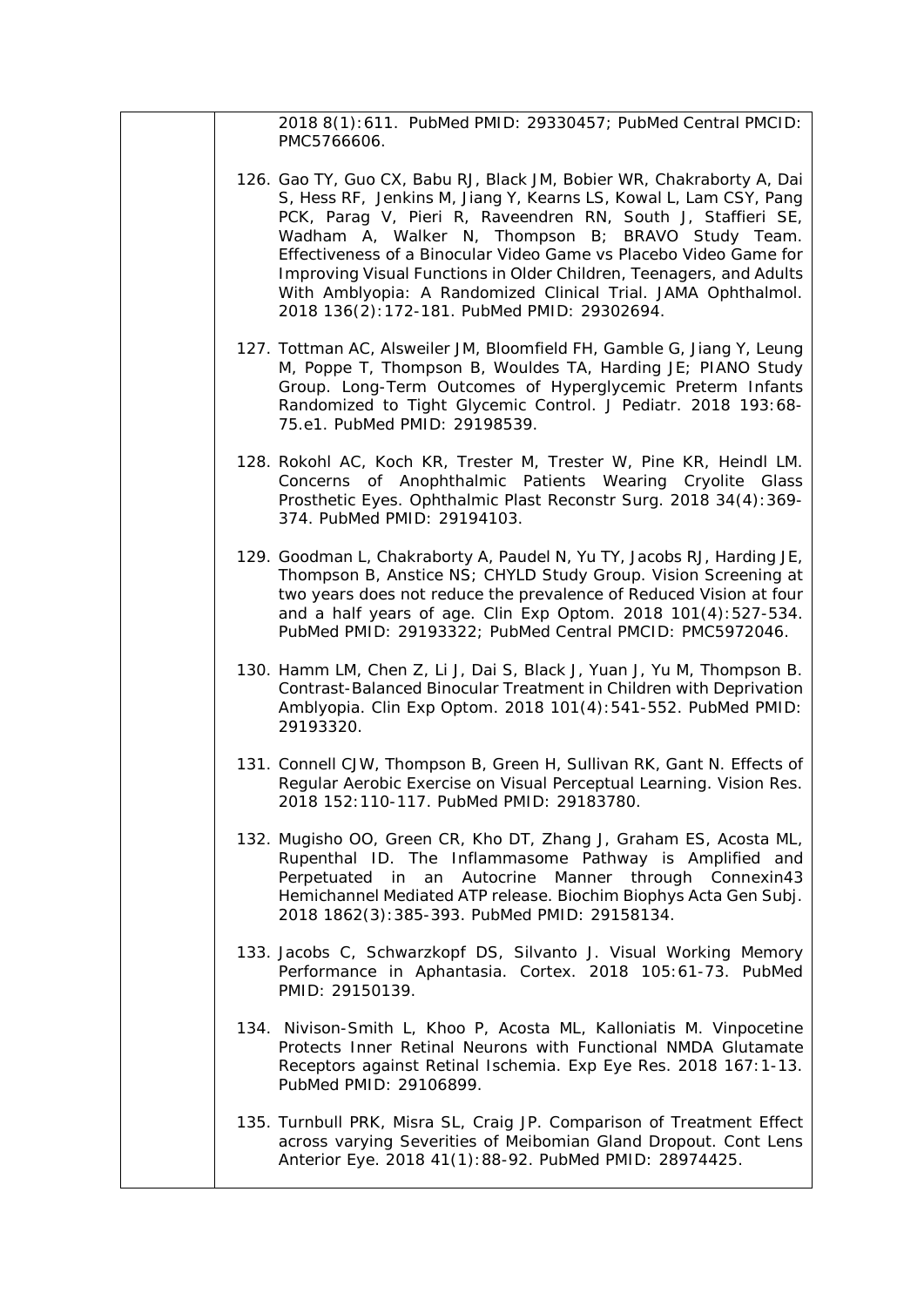2018 8(1):611. PubMed PMID: 29330457; PubMed Central PMCID: PMC5766606.

126. Gao TY, Guo CX, Babu RJ, Black JM, Bobier WR, Chakraborty A, Dai S, Hess RF, Jenkins M, Jiang Y, Kearns LS, Kowal L, Lam CSY, Pang PCK, Parag V, Pieri R, Raveendren RN, South J, Staffieri SE, Wadham A, Walker N, Thompson B; BRAVO Study Team. Effectiveness of a Binocular Video Game vs Placebo Video Game for Improving Visual Functions in Older Children, Teenagers, and Adults With Amblyopia: A Randomized Clinical Trial. JAMA Ophthalmol. 2018 136(2):172-181. PubMed PMID: 29302694.

127. Tottman AC, Alsweiler JM, Bloomfield FH, Gamble G, Jiang Y, Leung M, Poppe T, Thompson B, Wouldes TA, Harding JE; PIANO Study Group. Long-Term Outcomes of Hyperglycemic Preterm Infants Randomized to Tight Glycemic Control. J Pediatr. 2018 193:68-75.e1. PubMed PMID: 29198539.

128. Rokohl AC, Koch KR, Trester M, Trester W, Pine KR, Heindl LM. Concerns of Anophthalmic Patients Wearing Cryolite Glass Prosthetic Eyes. Ophthalmic Plast Reconstr Surg. 2018 34(4):369-374. PubMed PMID: 29194103.

129. Goodman L, Chakraborty A, Paudel N, Yu TY, Jacobs RJ, Harding JE, Thompson B, Anstice NS; CHYLD Study Group. Vision Screening at two years does not reduce the prevalence of Reduced Vision at four and a half years of age. Clin Exp Optom. 2018 101(4):527-534. PubMed PMID: 29193322; PubMed Central PMCID: PMC5972046.

130. Hamm LM, Chen Z, Li J, Dai S, Black J, Yuan J, Yu M, Thompson B. Contrast-Balanced Binocular Treatment in Children with Deprivation Amblyopia. Clin Exp Optom. 2018 101(4):541-552. PubMed PMID: 29193320.

131. Connell CJW, Thompson B, Green H, Sullivan RK, Gant N. Effects of Regular Aerobic Exercise on Visual Perceptual Learning. Vision Res. 2018 152:110-117. PubMed PMID: 29183780.

132. Mugisho OO, Green CR, Kho DT, Zhang J, Graham ES, Acosta ML, Rupenthal ID. The Inflammasome Pathway is Amplified and Perpetuated in an Autocrine Manner through Connexin43 Hemichannel Mediated ATP release. Biochim Biophys Acta Gen Subj. 2018 1862(3):385-393. PubMed PMID: 29158134.

133. Jacobs C, Schwarzkopf DS, Silvanto J. Visual Working Memory Performance in Aphantasia. Cortex. 2018 105:61-73. PubMed PMID: 29150139.

134. Nivison-Smith L, Khoo P, Acosta ML, Kalloniatis M. Vinpocetine Protects Inner Retinal Neurons with Functional NMDA Glutamate Receptors against Retinal Ischemia. Exp Eye Res. 2018 167:1-13. PubMed PMID: 29106899.

135. Turnbull PRK, Misra SL, Craig JP. Comparison of Treatment Effect across varying Severities of Meibomian Gland Dropout. Cont Lens Anterior Eye. 2018 41(1):88-92. PubMed PMID: 28974425.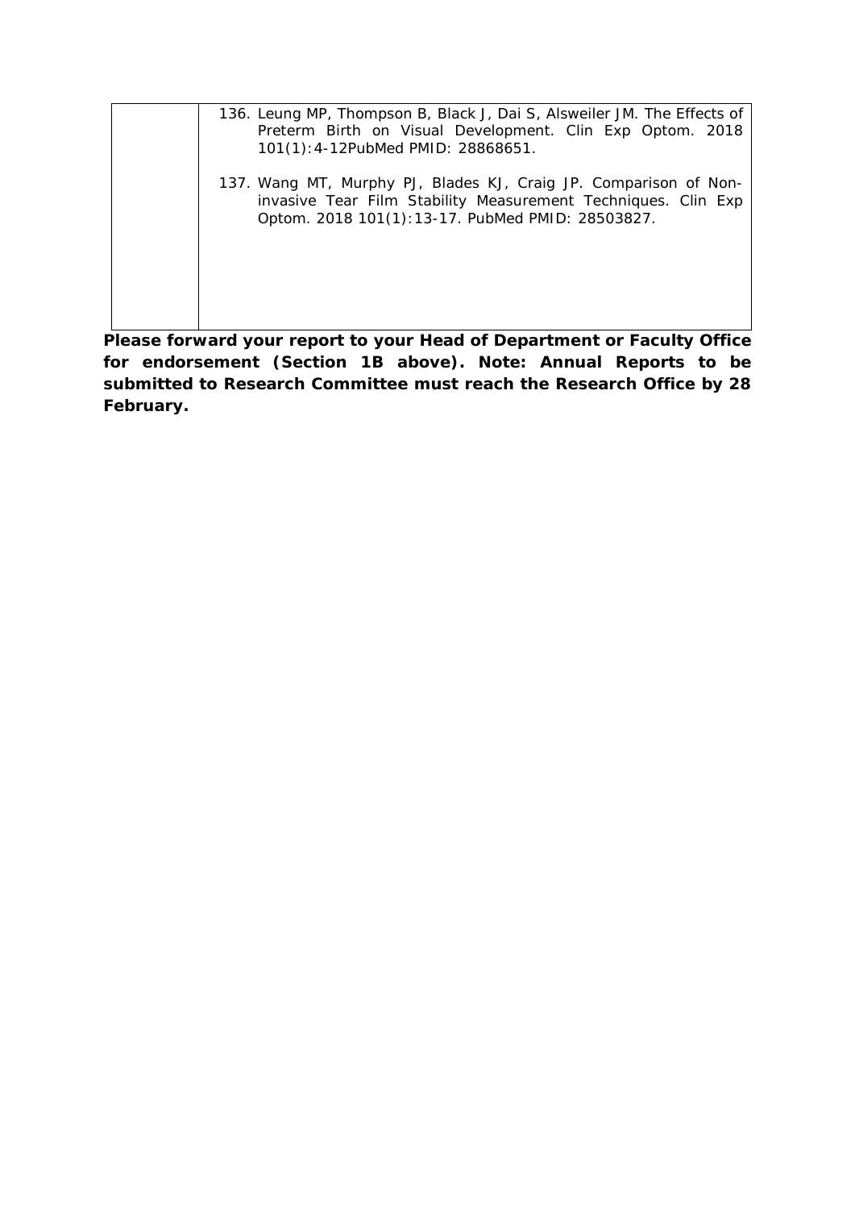| | |
|---|---|
| | 136. Leung MP, Thompson B, Black J, Dai S, Alsweiler JM. The Effects of Preterm Birth on Visual Development. Clin Exp Optom. 2018 101(1):4-12PubMed PMID: 28868651.<br><br>137. Wang MT, Murphy PJ, Blades KJ, Craig JP. Comparison of Non-invasive Tear Film Stability Measurement Techniques. Clin Exp Optom. 2018 101(1):13-17. PubMed PMID: 28503827. |

**Please forward your report to your Head of Department or Faculty Office for endorsement (Section 1B above). Note: Annual Reports to be submitted to Research Committee must reach the Research Office by 28 February.**